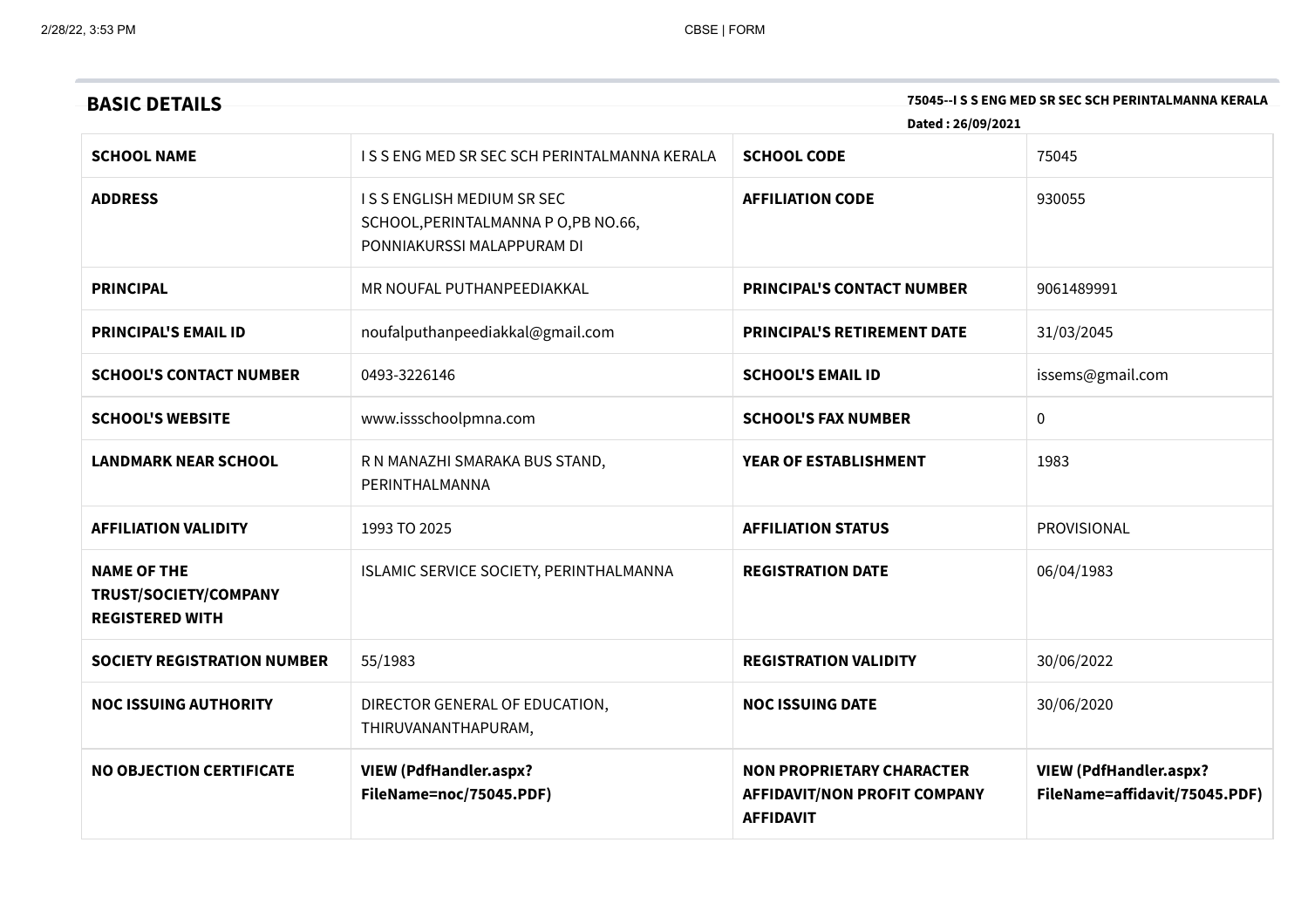## BASIC DETAILS

**75045--I S S ENG MED SR SEC SCH PERINTALMANNA KERALA**

**Dated : 26/09/2021**

| | | | |
|---|---|---|---|
| **SCHOOL NAME** | I S S ENG MED SR SEC SCH PERINTALMANNA KERALA | **SCHOOL CODE** | 75045 |
| **ADDRESS** | I S S ENGLISH MEDIUM SR SEC SCHOOL,PERINTALMANNA P O,PB NO.66, PONNIAKURSSI MALAPPURAM DI | **AFFILIATION CODE** | 930055 |
| **PRINCIPAL** | MR NOUFAL PUTHANPEEDIAKKAL | **PRINCIPAL'S CONTACT NUMBER** | 9061489991 |
| **PRINCIPAL'S EMAIL ID** | noufalputhanpeediakkal@gmail.com | **PRINCIPAL'S RETIREMENT DATE** | 31/03/2045 |
| **SCHOOL'S CONTACT NUMBER** | 0493-3226146 | **SCHOOL'S EMAIL ID** | issems@gmail.com |
| **SCHOOL'S WEBSITE** | www.issschoolpmna.com | **SCHOOL'S FAX NUMBER** | 0 |
| **LANDMARK NEAR SCHOOL** | R N MANAZHI SMARAKA BUS STAND, PERINTHALMANNA | **YEAR OF ESTABLISHMENT** | 1983 |
| **AFFILIATION VALIDITY** | 1993 TO 2025 | **AFFILIATION STATUS** | PROVISIONAL |
| **NAME OF THE TRUST/SOCIETY/COMPANY REGISTERED WITH** | ISLAMIC SERVICE SOCIETY, PERINTHALMANNA | **REGISTRATION DATE** | 06/04/1983 |
| **SOCIETY REGISTRATION NUMBER** | 55/1983 | **REGISTRATION VALIDITY** | 30/06/2022 |
| **NOC ISSUING AUTHORITY** | DIRECTOR GENERAL OF EDUCATION, THIRUVANANTHAPURAM, | **NOC ISSUING DATE** | 30/06/2020 |
| **NO OBJECTION CERTIFICATE** | **VIEW (PdfHandler.aspx?FileName=noc/75045.PDF)** | **NON PROPRIETARY CHARACTER AFFIDAVIT/NON PROFIT COMPANY AFFIDAVIT** | **VIEW (PdfHandler.aspx?FileName=affidavit/75045.PDF)** |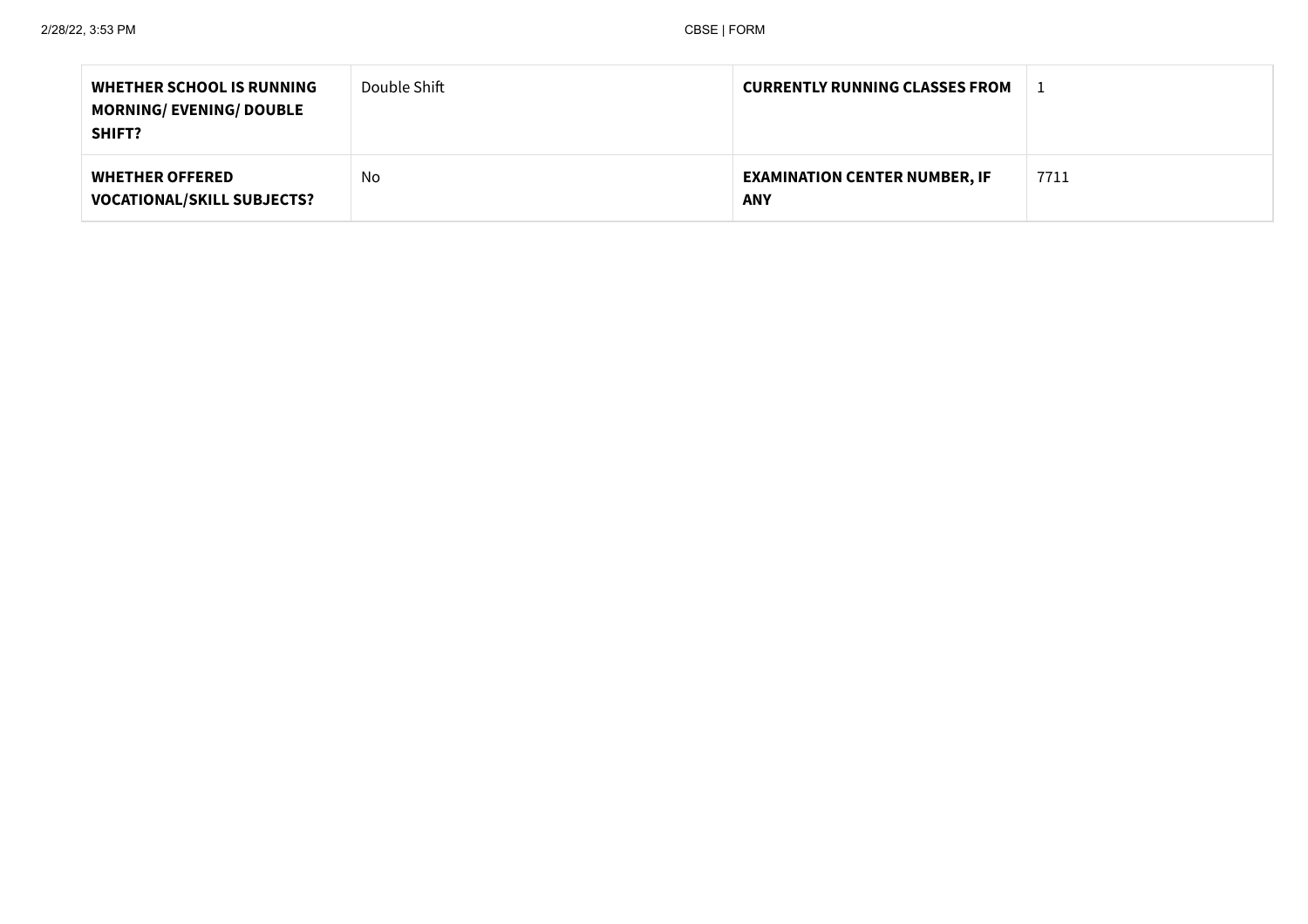| | | | |
|---|---|---|---|
| **WHETHER SCHOOL IS RUNNING MORNING/ EVENING/ DOUBLE SHIFT?** | Double Shift | **CURRENTLY RUNNING CLASSES FROM** | 1 |
| **WHETHER OFFERED VOCATIONAL/SKILL SUBJECTS?** | No | **EXAMINATION CENTER NUMBER, IF ANY** | 7711 |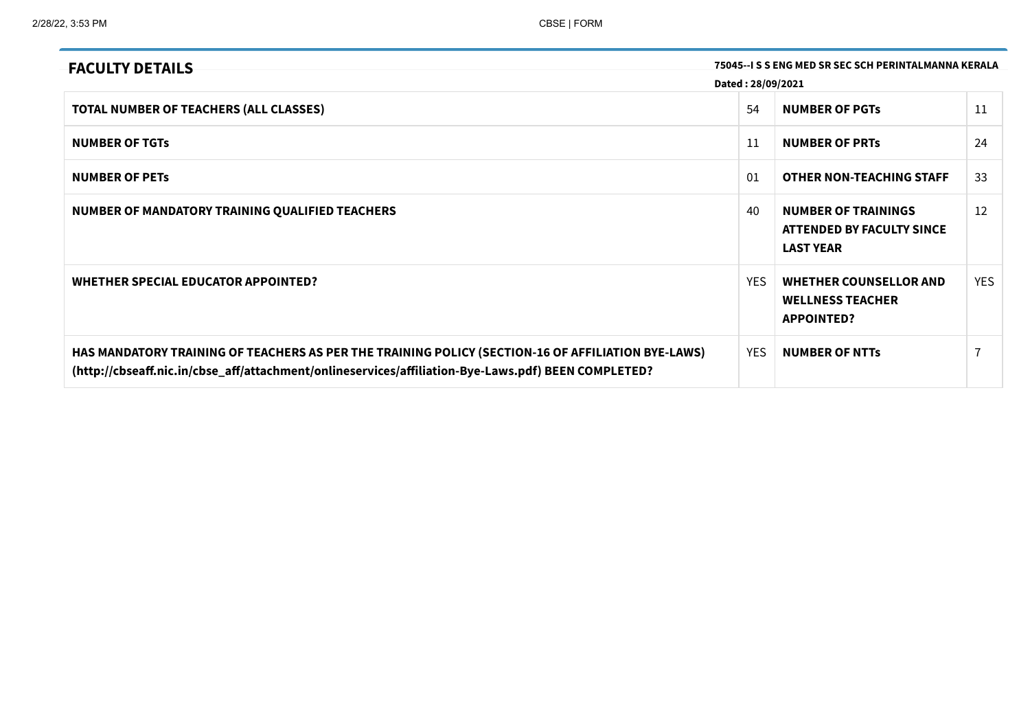## FACULTY DETAILS

**75045--I S S ENG MED SR SEC SCH PERINTALMANNA KERALA**

**Dated : 28/09/2021**

| | | | |
|---|---|---|---|
| **TOTAL NUMBER OF TEACHERS (ALL CLASSES)** | 54 | **NUMBER OF PGTs** | 11 |
| **NUMBER OF TGTs** | 11 | **NUMBER OF PRTs** | 24 |
| **NUMBER OF PETs** | 01 | **OTHER NON-TEACHING STAFF** | 33 |
| **NUMBER OF MANDATORY TRAINING QUALIFIED TEACHERS** | 40 | **NUMBER OF TRAININGS ATTENDED BY FACULTY SINCE LAST YEAR** | 12 |
| **WHETHER SPECIAL EDUCATOR APPOINTED?** | YES | **WHETHER COUNSELLOR AND WELLNESS TEACHER APPOINTED?** | YES |
| **HAS MANDATORY TRAINING OF TEACHERS AS PER THE TRAINING POLICY (SECTION-16 OF AFFILIATION BYE-LAWS) (http://cbseaff.nic.in/cbse_aff/attachment/onlineservices/affiliation-Bye-Laws.pdf) BEEN COMPLETED?** | YES | **NUMBER OF NTTs** | 7 |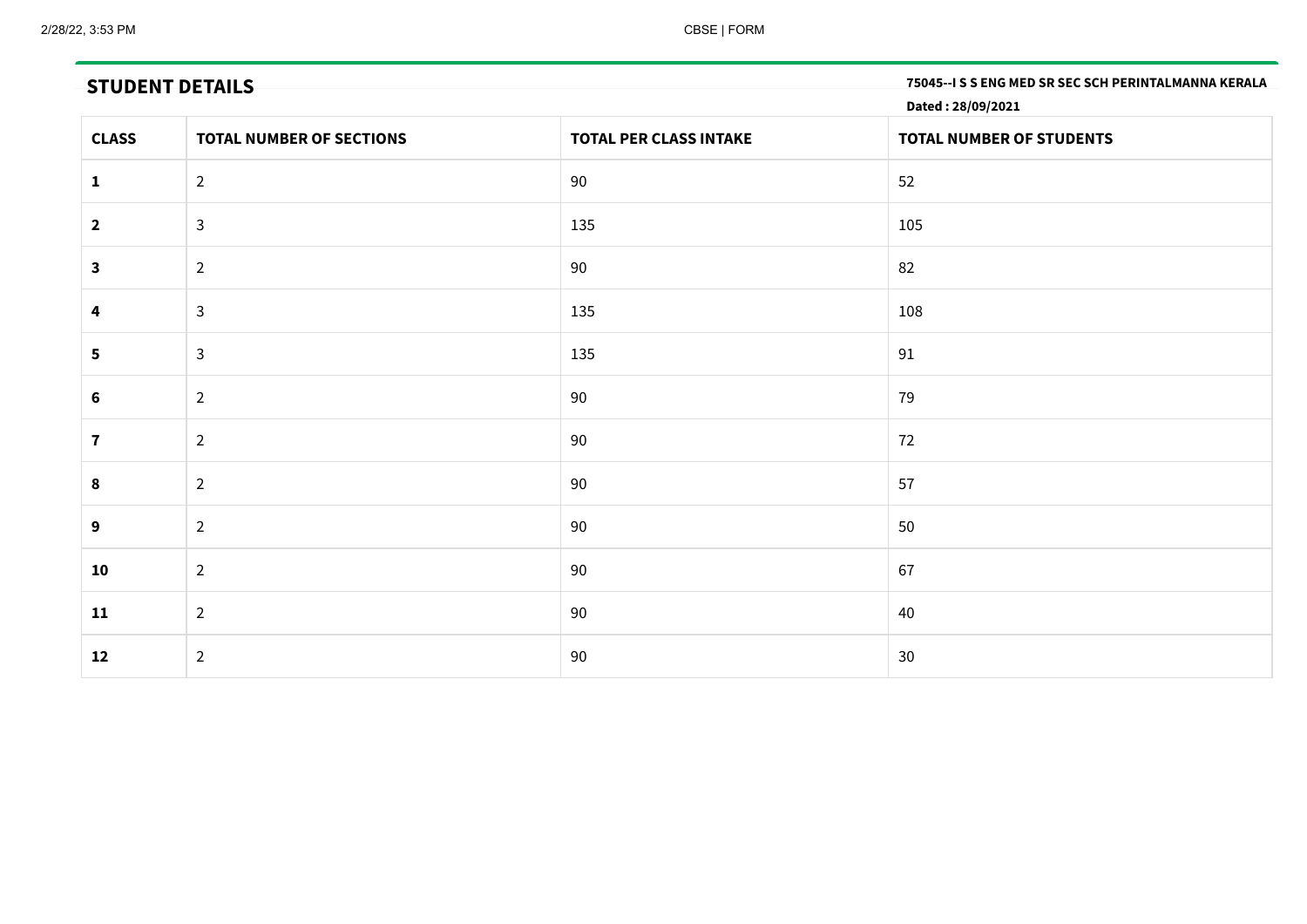## STUDENT DETAILS

**75045--I S S ENG MED SR SEC SCH PERINTALMANNA KERALA**

**Dated : 28/09/2021**

| CLASS | TOTAL NUMBER OF SECTIONS | TOTAL PER CLASS INTAKE | TOTAL NUMBER OF STUDENTS |
|---|---|---|---|
| **1** | 2 | 90 | 52 |
| **2** | 3 | 135 | 105 |
| **3** | 2 | 90 | 82 |
| **4** | 3 | 135 | 108 |
| **5** | 3 | 135 | 91 |
| **6** | 2 | 90 | 79 |
| **7** | 2 | 90 | 72 |
| **8** | 2 | 90 | 57 |
| **9** | 2 | 90 | 50 |
| **10** | 2 | 90 | 67 |
| **11** | 2 | 90 | 40 |
| **12** | 2 | 90 | 30 |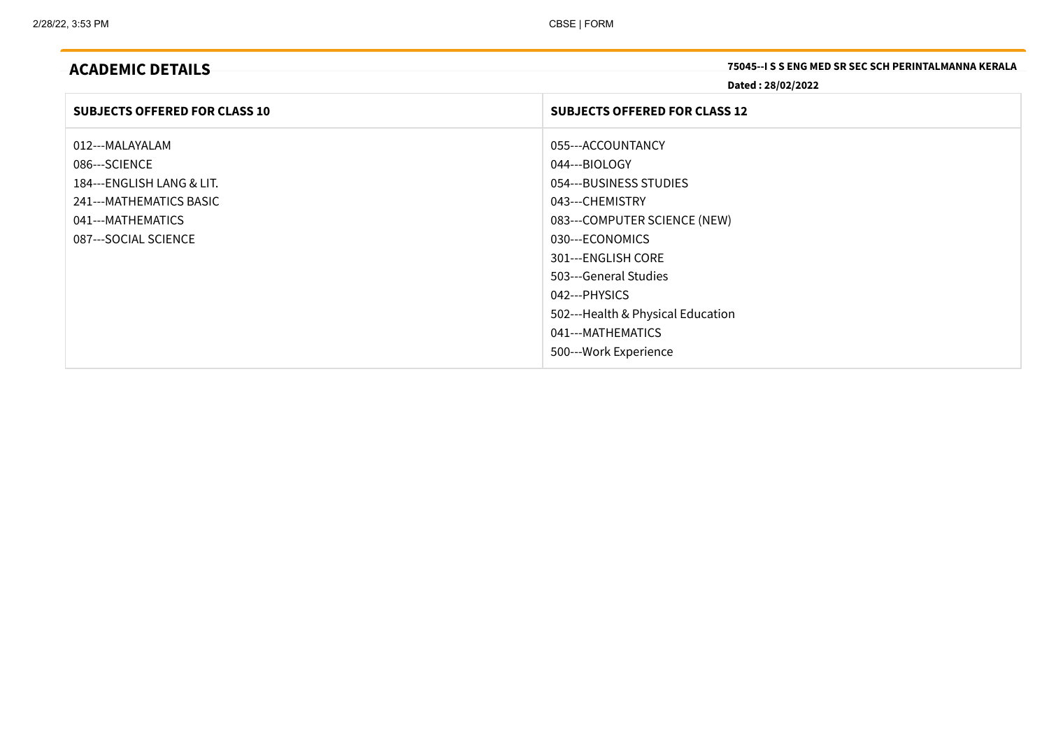## ACADEMIC DETAILS

**75045--I S S ENG MED SR SEC SCH PERINTALMANNA KERALA**

**Dated : 28/02/2022**

| SUBJECTS OFFERED FOR CLASS 10 | SUBJECTS OFFERED FOR CLASS 12 |
| --- | --- |
| 012---MALAYALAM<br>086---SCIENCE<br>184---ENGLISH LANG & LIT.<br>241---MATHEMATICS BASIC<br>041---MATHEMATICS<br>087---SOCIAL SCIENCE | 055---ACCOUNTANCY<br>044---BIOLOGY<br>054---BUSINESS STUDIES<br>043---CHEMISTRY<br>083---COMPUTER SCIENCE (NEW)<br>030---ECONOMICS<br>301---ENGLISH CORE<br>503---General Studies<br>042---PHYSICS<br>502---Health & Physical Education<br>041---MATHEMATICS<br>500---Work Experience |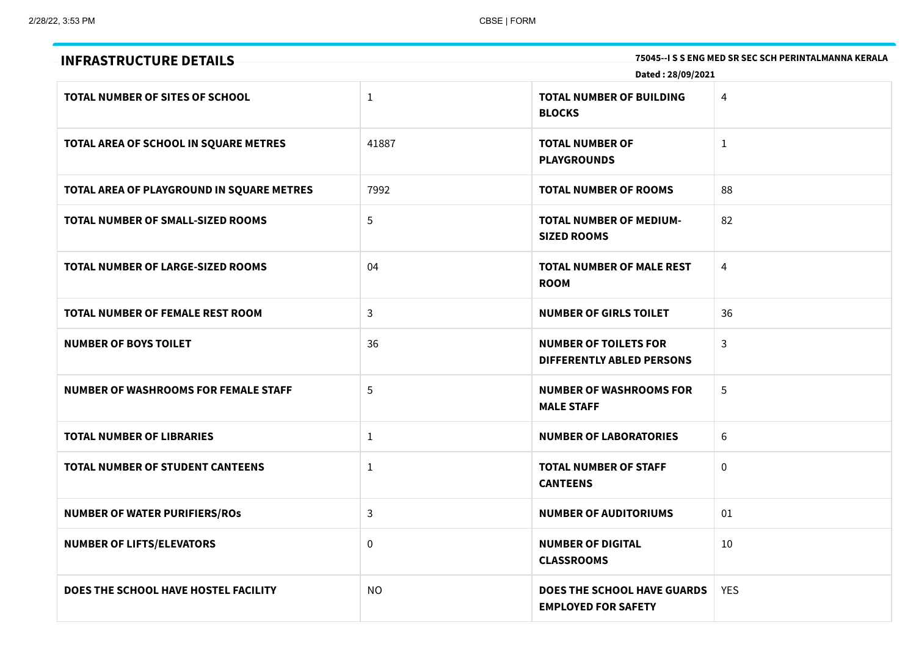## INFRASTRUCTURE DETAILS

**75045--I S S ENG MED SR SEC SCH PERINTALMANNA KERALA**

**Dated : 28/09/2021**

| | | | |
|---|---|---|---|
| **TOTAL NUMBER OF SITES OF SCHOOL** | 1 | **TOTAL NUMBER OF BUILDING BLOCKS** | 4 |
| **TOTAL AREA OF SCHOOL IN SQUARE METRES** | 41887 | **TOTAL NUMBER OF PLAYGROUNDS** | 1 |
| **TOTAL AREA OF PLAYGROUND IN SQUARE METRES** | 7992 | **TOTAL NUMBER OF ROOMS** | 88 |
| **TOTAL NUMBER OF SMALL-SIZED ROOMS** | 5 | **TOTAL NUMBER OF MEDIUM-SIZED ROOMS** | 82 |
| **TOTAL NUMBER OF LARGE-SIZED ROOMS** | 04 | **TOTAL NUMBER OF MALE REST ROOM** | 4 |
| **TOTAL NUMBER OF FEMALE REST ROOM** | 3 | **NUMBER OF GIRLS TOILET** | 36 |
| **NUMBER OF BOYS TOILET** | 36 | **NUMBER OF TOILETS FOR DIFFERENTLY ABLED PERSONS** | 3 |
| **NUMBER OF WASHROOMS FOR FEMALE STAFF** | 5 | **NUMBER OF WASHROOMS FOR MALE STAFF** | 5 |
| **TOTAL NUMBER OF LIBRARIES** | 1 | **NUMBER OF LABORATORIES** | 6 |
| **TOTAL NUMBER OF STUDENT CANTEENS** | 1 | **TOTAL NUMBER OF STAFF CANTEENS** | 0 |
| **NUMBER OF WATER PURIFIERS/ROs** | 3 | **NUMBER OF AUDITORIUMS** | 01 |
| **NUMBER OF LIFTS/ELEVATORS** | 0 | **NUMBER OF DIGITAL CLASSROOMS** | 10 |
| **DOES THE SCHOOL HAVE HOSTEL FACILITY** | NO | **DOES THE SCHOOL HAVE GUARDS EMPLOYED FOR SAFETY** | YES |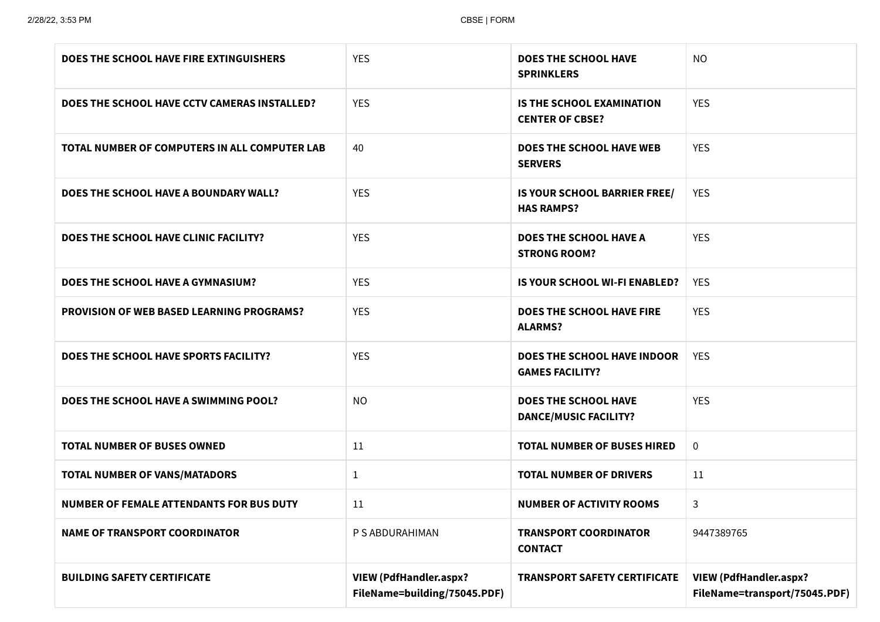| | | | |
|---|---|---|---|
| **DOES THE SCHOOL HAVE FIRE EXTINGUISHERS** | YES | **DOES THE SCHOOL HAVE SPRINKLERS** | NO |
| **DOES THE SCHOOL HAVE CCTV CAMERAS INSTALLED?** | YES | **IS THE SCHOOL EXAMINATION CENTER OF CBSE?** | YES |
| **TOTAL NUMBER OF COMPUTERS IN ALL COMPUTER LAB** | 40 | **DOES THE SCHOOL HAVE WEB SERVERS** | YES |
| **DOES THE SCHOOL HAVE A BOUNDARY WALL?** | YES | **IS YOUR SCHOOL BARRIER FREE/ HAS RAMPS?** | YES |
| **DOES THE SCHOOL HAVE CLINIC FACILITY?** | YES | **DOES THE SCHOOL HAVE A STRONG ROOM?** | YES |
| **DOES THE SCHOOL HAVE A GYMNASIUM?** | YES | **IS YOUR SCHOOL WI-FI ENABLED?** | YES |
| **PROVISION OF WEB BASED LEARNING PROGRAMS?** | YES | **DOES THE SCHOOL HAVE FIRE ALARMS?** | YES |
| **DOES THE SCHOOL HAVE SPORTS FACILITY?** | YES | **DOES THE SCHOOL HAVE INDOOR GAMES FACILITY?** | YES |
| **DOES THE SCHOOL HAVE A SWIMMING POOL?** | NO | **DOES THE SCHOOL HAVE DANCE/MUSIC FACILITY?** | YES |
| **TOTAL NUMBER OF BUSES OWNED** | 11 | **TOTAL NUMBER OF BUSES HIRED** | 0 |
| **TOTAL NUMBER OF VANS/MATADORS** | 1 | **TOTAL NUMBER OF DRIVERS** | 11 |
| **NUMBER OF FEMALE ATTENDANTS FOR BUS DUTY** | 11 | **NUMBER OF ACTIVITY ROOMS** | 3 |
| **NAME OF TRANSPORT COORDINATOR** | P S ABDURAHIMAN | **TRANSPORT COORDINATOR CONTACT** | 9447389765 |
| **BUILDING SAFETY CERTIFICATE** | **VIEW (PdfHandler.aspx?FileName=building/75045.PDF)** | **TRANSPORT SAFETY CERTIFICATE** | **VIEW (PdfHandler.aspx?FileName=transport/75045.PDF)** |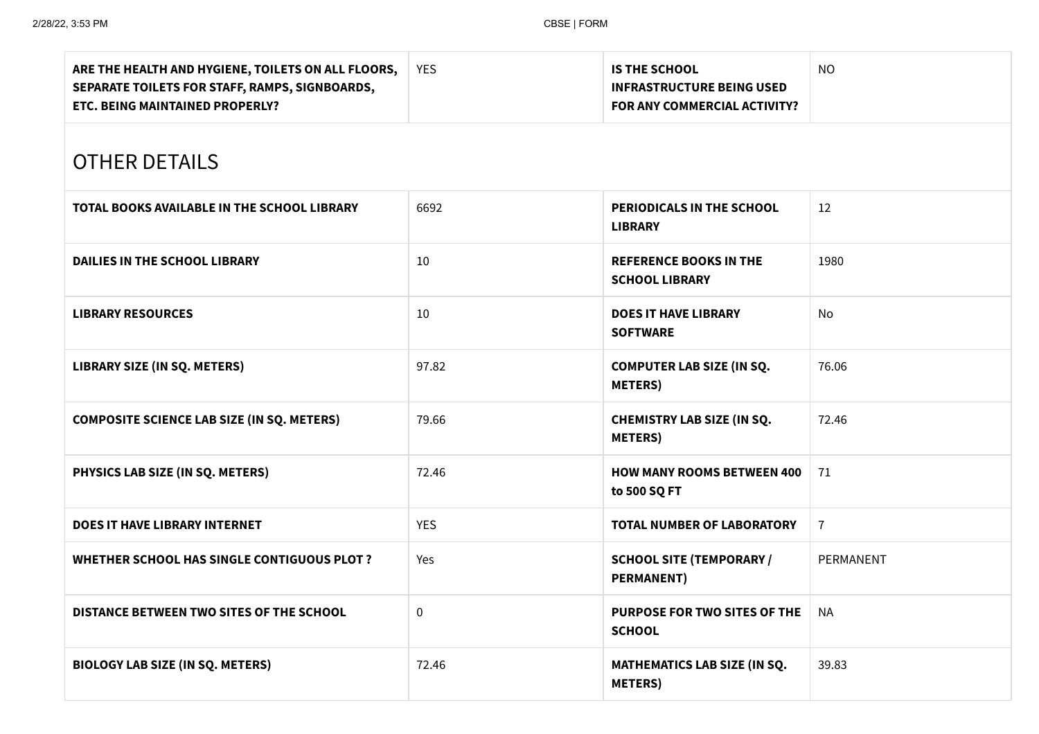| | | | |
|---|---|---|---|
| **ARE THE HEALTH AND HYGIENE, TOILETS ON ALL FLOORS, SEPARATE TOILETS FOR STAFF, RAMPS, SIGNBOARDS, ETC. BEING MAINTAINED PROPERLY?** | YES | **IS THE SCHOOL INFRASTRUCTURE BEING USED FOR ANY COMMERCIAL ACTIVITY?** | NO |

## OTHER DETAILS

| | | | |
|---|---|---|---|
| **TOTAL BOOKS AVAILABLE IN THE SCHOOL LIBRARY** | 6692 | **PERIODICALS IN THE SCHOOL LIBRARY** | 12 |
| **DAILIES IN THE SCHOOL LIBRARY** | 10 | **REFERENCE BOOKS IN THE SCHOOL LIBRARY** | 1980 |
| **LIBRARY RESOURCES** | 10 | **DOES IT HAVE LIBRARY SOFTWARE** | No |
| **LIBRARY SIZE (IN SQ. METERS)** | 97.82 | **COMPUTER LAB SIZE (IN SQ. METERS)** | 76.06 |
| **COMPOSITE SCIENCE LAB SIZE (IN SQ. METERS)** | 79.66 | **CHEMISTRY LAB SIZE (IN SQ. METERS)** | 72.46 |
| **PHYSICS LAB SIZE (IN SQ. METERS)** | 72.46 | **HOW MANY ROOMS BETWEEN 400 to 500 SQ FT** | 71 |
| **DOES IT HAVE LIBRARY INTERNET** | YES | **TOTAL NUMBER OF LABORATORY** | 7 |
| **WHETHER SCHOOL HAS SINGLE CONTIGUOUS PLOT ?** | Yes | **SCHOOL SITE (TEMPORARY / PERMANENT)** | PERMANENT |
| **DISTANCE BETWEEN TWO SITES OF THE SCHOOL** | 0 | **PURPOSE FOR TWO SITES OF THE SCHOOL** | NA |
| **BIOLOGY LAB SIZE (IN SQ. METERS)** | 72.46 | **MATHEMATICS LAB SIZE (IN SQ. METERS)** | 39.83 |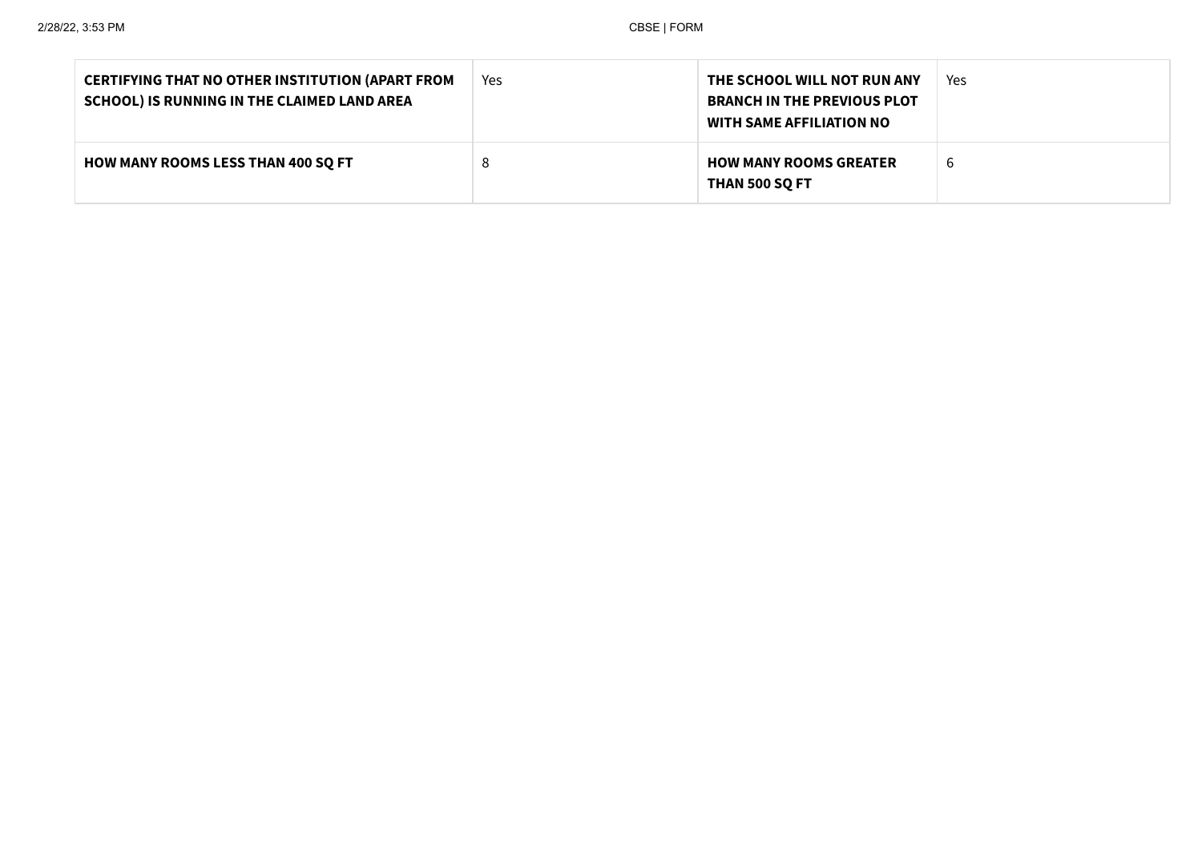| | | | |
|---|---|---|---|
| **CERTIFYING THAT NO OTHER INSTITUTION (APART FROM SCHOOL) IS RUNNING IN THE CLAIMED LAND AREA** | Yes | **THE SCHOOL WILL NOT RUN ANY BRANCH IN THE PREVIOUS PLOT WITH SAME AFFILIATION NO** | Yes |
| **HOW MANY ROOMS LESS THAN 400 SQ FT** | 8 | **HOW MANY ROOMS GREATER THAN 500 SQ FT** | 6 |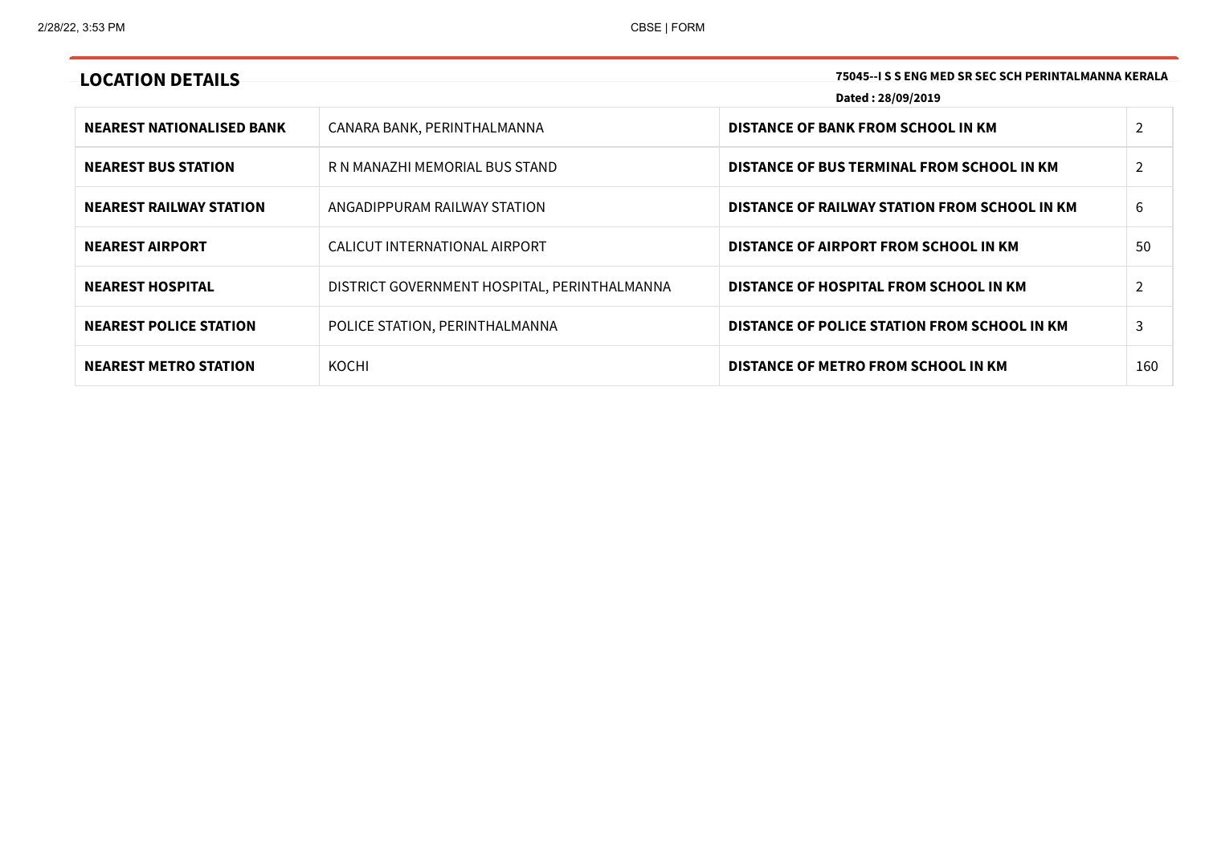## LOCATION DETAILS

**75045--I S S ENG MED SR SEC SCH PERINTALMANNA KERALA**

**Dated : 28/09/2019**

| | | | |
|---|---|---|---|
| **NEAREST NATIONALISED BANK** | CANARA BANK, PERINTHALMANNA | **DISTANCE OF BANK FROM SCHOOL IN KM** | 2 |
| **NEAREST BUS STATION** | R N MANAZHI MEMORIAL BUS STAND | **DISTANCE OF BUS TERMINAL FROM SCHOOL IN KM** | 2 |
| **NEAREST RAILWAY STATION** | ANGADIPPURAM RAILWAY STATION | **DISTANCE OF RAILWAY STATION FROM SCHOOL IN KM** | 6 |
| **NEAREST AIRPORT** | CALICUT INTERNATIONAL AIRPORT | **DISTANCE OF AIRPORT FROM SCHOOL IN KM** | 50 |
| **NEAREST HOSPITAL** | DISTRICT GOVERNMENT HOSPITAL, PERINTHALMANNA | **DISTANCE OF HOSPITAL FROM SCHOOL IN KM** | 2 |
| **NEAREST POLICE STATION** | POLICE STATION, PERINTHALMANNA | **DISTANCE OF POLICE STATION FROM SCHOOL IN KM** | 3 |
| **NEAREST METRO STATION** | KOCHI | **DISTANCE OF METRO FROM SCHOOL IN KM** | 160 |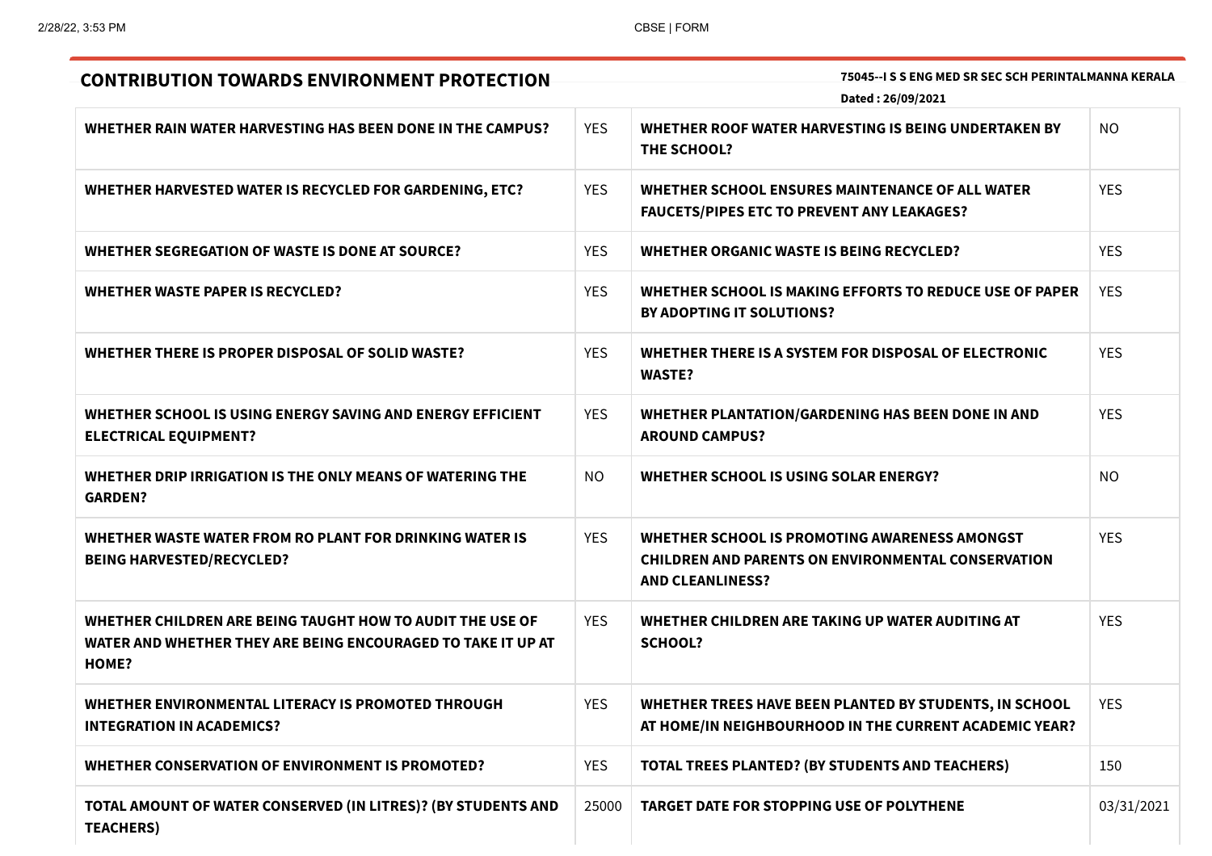## CONTRIBUTION TOWARDS ENVIRONMENT PROTECTION

**75045--I S S ENG MED SR SEC SCH PERINTALMANNA KERALA**

**Dated : 26/09/2021**

| | | | |
|---|---|---|---|
| **WHETHER RAIN WATER HARVESTING HAS BEEN DONE IN THE CAMPUS?** | YES | **WHETHER ROOF WATER HARVESTING IS BEING UNDERTAKEN BY THE SCHOOL?** | NO |
| **WHETHER HARVESTED WATER IS RECYCLED FOR GARDENING, ETC?** | YES | **WHETHER SCHOOL ENSURES MAINTENANCE OF ALL WATER FAUCETS/PIPES ETC TO PREVENT ANY LEAKAGES?** | YES |
| **WHETHER SEGREGATION OF WASTE IS DONE AT SOURCE?** | YES | **WHETHER ORGANIC WASTE IS BEING RECYCLED?** | YES |
| **WHETHER WASTE PAPER IS RECYCLED?** | YES | **WHETHER SCHOOL IS MAKING EFFORTS TO REDUCE USE OF PAPER BY ADOPTING IT SOLUTIONS?** | YES |
| **WHETHER THERE IS PROPER DISPOSAL OF SOLID WASTE?** | YES | **WHETHER THERE IS A SYSTEM FOR DISPOSAL OF ELECTRONIC WASTE?** | YES |
| **WHETHER SCHOOL IS USING ENERGY SAVING AND ENERGY EFFICIENT ELECTRICAL EQUIPMENT?** | YES | **WHETHER PLANTATION/GARDENING HAS BEEN DONE IN AND AROUND CAMPUS?** | YES |
| **WHETHER DRIP IRRIGATION IS THE ONLY MEANS OF WATERING THE GARDEN?** | NO | **WHETHER SCHOOL IS USING SOLAR ENERGY?** | NO |
| **WHETHER WASTE WATER FROM RO PLANT FOR DRINKING WATER IS BEING HARVESTED/RECYCLED?** | YES | **WHETHER SCHOOL IS PROMOTING AWARENESS AMONGST CHILDREN AND PARENTS ON ENVIRONMENTAL CONSERVATION AND CLEANLINESS?** | YES |
| **WHETHER CHILDREN ARE BEING TAUGHT HOW TO AUDIT THE USE OF WATER AND WHETHER THEY ARE BEING ENCOURAGED TO TAKE IT UP AT HOME?** | YES | **WHETHER CHILDREN ARE TAKING UP WATER AUDITING AT SCHOOL?** | YES |
| **WHETHER ENVIRONMENTAL LITERACY IS PROMOTED THROUGH INTEGRATION IN ACADEMICS?** | YES | **WHETHER TREES HAVE BEEN PLANTED BY STUDENTS, IN SCHOOL AT HOME/IN NEIGHBOURHOOD IN THE CURRENT ACADEMIC YEAR?** | YES |
| **WHETHER CONSERVATION OF ENVIRONMENT IS PROMOTED?** | YES | **TOTAL TREES PLANTED? (BY STUDENTS AND TEACHERS)** | 150 |
| **TOTAL AMOUNT OF WATER CONSERVED (IN LITRES)? (BY STUDENTS AND TEACHERS)** | 25000 | **TARGET DATE FOR STOPPING USE OF POLYTHENE** | 03/31/2021 |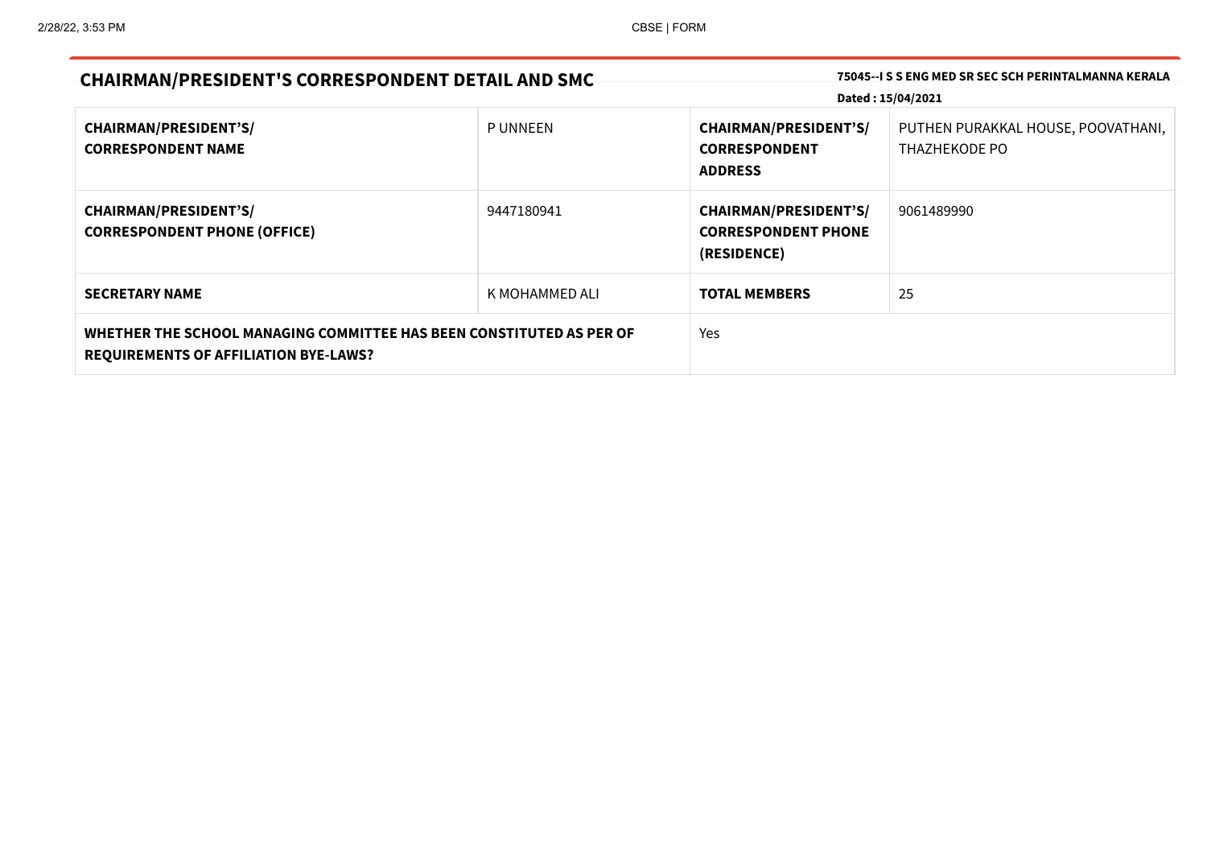## CHAIRMAN/PRESIDENT'S CORRESPONDENT DETAIL AND SMC

**75045--I S S ENG MED SR SEC SCH PERINTALMANNA KERALA**

**Dated : 15/04/2021**

| | | | |
|---|---|---|---|
| **CHAIRMAN/PRESIDENT'S/ CORRESPONDENT NAME** | P UNNEEN | **CHAIRMAN/PRESIDENT'S/ CORRESPONDENT ADDRESS** | PUTHEN PURAKKAL HOUSE, POOVATHANI, THAZHEKODE PO |
| **CHAIRMAN/PRESIDENT'S/ CORRESPONDENT PHONE (OFFICE)** | 9447180941 | **CHAIRMAN/PRESIDENT'S/ CORRESPONDENT PHONE (RESIDENCE)** | 9061489990 |
| **SECRETARY NAME** | K MOHAMMED ALI | **TOTAL MEMBERS** | 25 |
| **WHETHER THE SCHOOL MANAGING COMMITTEE HAS BEEN CONSTITUTED AS PER OF REQUIREMENTS OF AFFILIATION BYE-LAWS?** | | Yes | |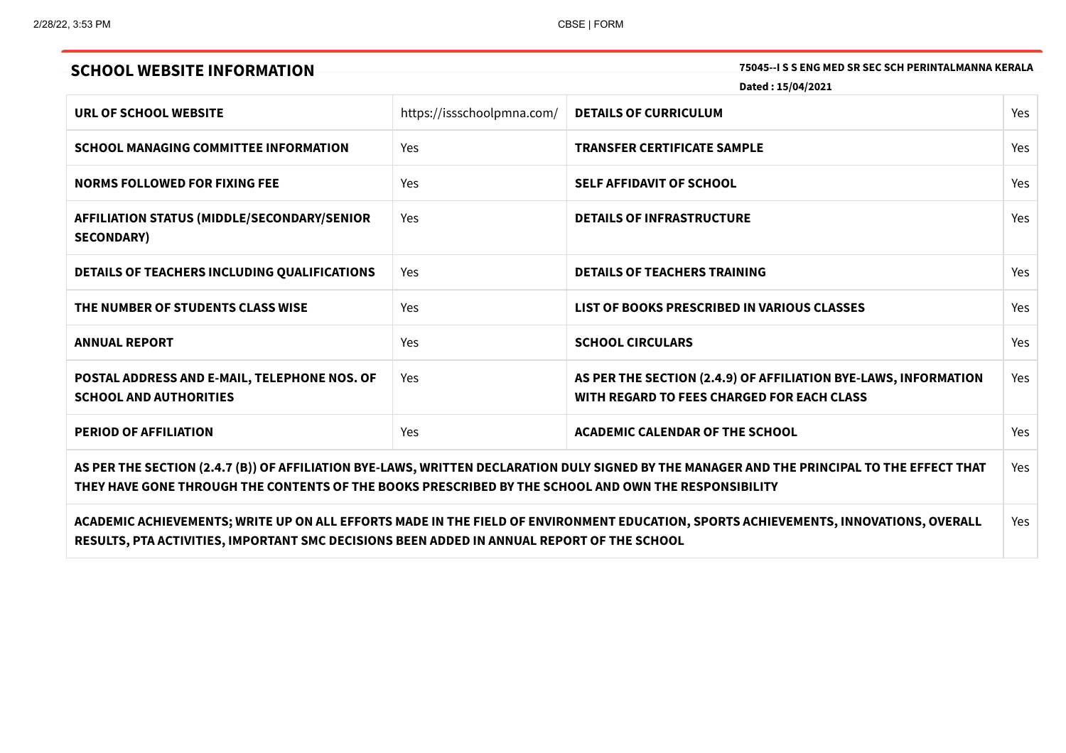## SCHOOL WEBSITE INFORMATION

**75045--I S S ENG MED SR SEC SCH PERINTALMANNA KERALA**

**Dated : 15/04/2021**

| | | | |
|---|---|---|---|
| **URL OF SCHOOL WEBSITE** | https://issschoolpmna.com/ | **DETAILS OF CURRICULUM** | Yes |
| **SCHOOL MANAGING COMMITTEE INFORMATION** | Yes | **TRANSFER CERTIFICATE SAMPLE** | Yes |
| **NORMS FOLLOWED FOR FIXING FEE** | Yes | **SELF AFFIDAVIT OF SCHOOL** | Yes |
| **AFFILIATION STATUS (MIDDLE/SECONDARY/SENIOR SECONDARY)** | Yes | **DETAILS OF INFRASTRUCTURE** | Yes |
| **DETAILS OF TEACHERS INCLUDING QUALIFICATIONS** | Yes | **DETAILS OF TEACHERS TRAINING** | Yes |
| **THE NUMBER OF STUDENTS CLASS WISE** | Yes | **LIST OF BOOKS PRESCRIBED IN VARIOUS CLASSES** | Yes |
| **ANNUAL REPORT** | Yes | **SCHOOL CIRCULARS** | Yes |
| **POSTAL ADDRESS AND E-MAIL, TELEPHONE NOS. OF SCHOOL AND AUTHORITIES** | Yes | **AS PER THE SECTION (2.4.9) OF AFFILIATION BYE-LAWS, INFORMATION WITH REGARD TO FEES CHARGED FOR EACH CLASS** | Yes |
| **PERIOD OF AFFILIATION** | Yes | **ACADEMIC CALENDAR OF THE SCHOOL** | Yes |
| **AS PER THE SECTION (2.4.7 (B)) OF AFFILIATION BYE-LAWS, WRITTEN DECLARATION DULY SIGNED BY THE MANAGER AND THE PRINCIPAL TO THE EFFECT THAT THEY HAVE GONE THROUGH THE CONTENTS OF THE BOOKS PRESCRIBED BY THE SCHOOL AND OWN THE RESPONSIBILITY** | | | Yes |
| **ACADEMIC ACHIEVEMENTS; WRITE UP ON ALL EFFORTS MADE IN THE FIELD OF ENVIRONMENT EDUCATION, SPORTS ACHIEVEMENTS, INNOVATIONS, OVERALL RESULTS, PTA ACTIVITIES, IMPORTANT SMC DECISIONS BEEN ADDED IN ANNUAL REPORT OF THE SCHOOL** | | | Yes |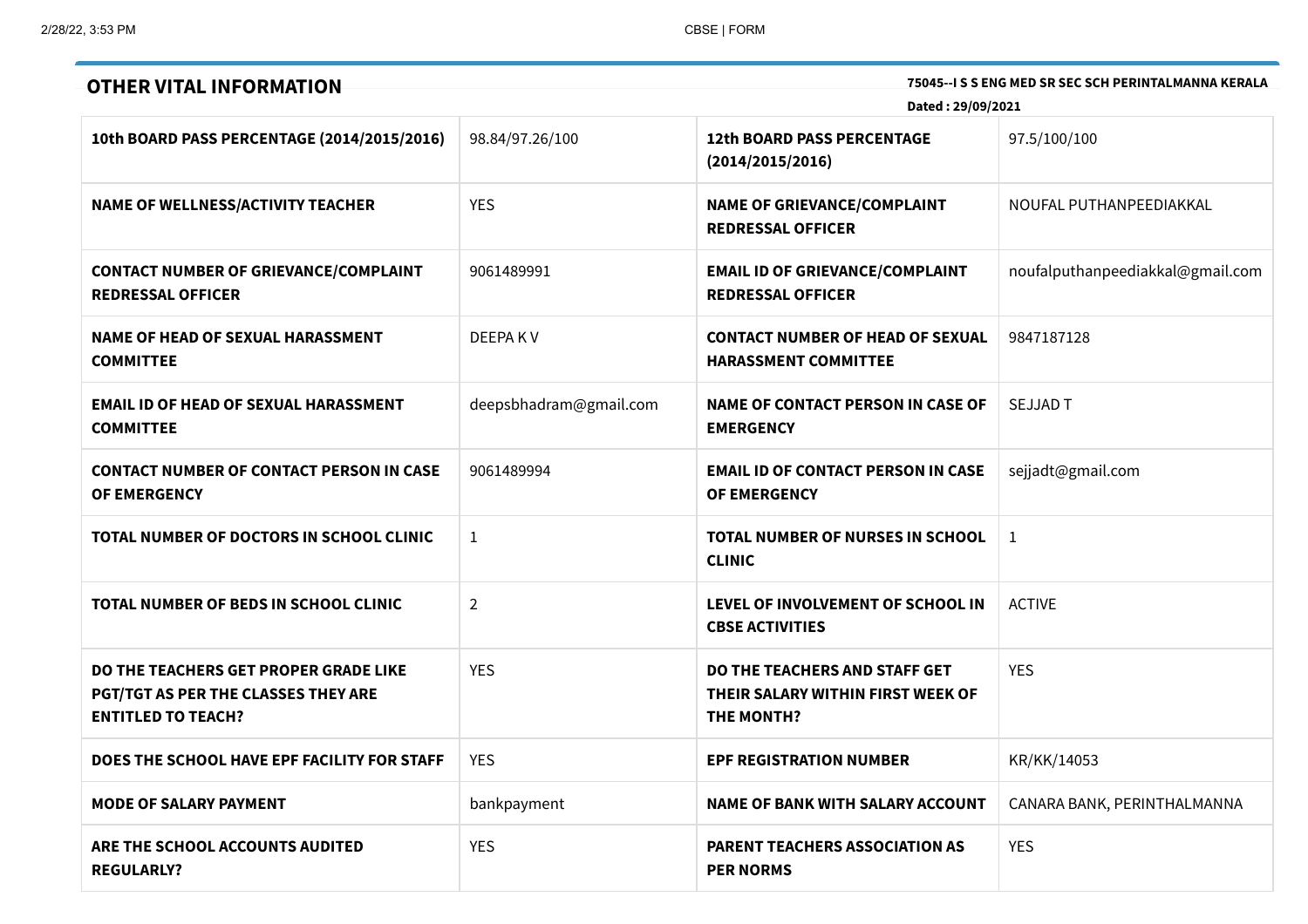## OTHER VITAL INFORMATION

75045--I S S ENG MED SR SEC SCH PERINTALMANNA KERALA

Dated : 29/09/2021

| | | | |
|---|---|---|---|
| **10th BOARD PASS PERCENTAGE (2014/2015/2016)** | 98.84/97.26/100 | **12th BOARD PASS PERCENTAGE (2014/2015/2016)** | 97.5/100/100 |
| **NAME OF WELLNESS/ACTIVITY TEACHER** | YES | **NAME OF GRIEVANCE/COMPLAINT REDRESSAL OFFICER** | NOUFAL PUTHANPEEDIAKKAL |
| **CONTACT NUMBER OF GRIEVANCE/COMPLAINT REDRESSAL OFFICER** | 9061489991 | **EMAIL ID OF GRIEVANCE/COMPLAINT REDRESSAL OFFICER** | noufalputhanpeediakkal@gmail.com |
| **NAME OF HEAD OF SEXUAL HARASSMENT COMMITTEE** | DEEPA K V | **CONTACT NUMBER OF HEAD OF SEXUAL HARASSMENT COMMITTEE** | 9847187128 |
| **EMAIL ID OF HEAD OF SEXUAL HARASSMENT COMMITTEE** | deepsbhadram@gmail.com | **NAME OF CONTACT PERSON IN CASE OF EMERGENCY** | SEJJAD T |
| **CONTACT NUMBER OF CONTACT PERSON IN CASE OF EMERGENCY** | 9061489994 | **EMAIL ID OF CONTACT PERSON IN CASE OF EMERGENCY** | sejjadt@gmail.com |
| **TOTAL NUMBER OF DOCTORS IN SCHOOL CLINIC** | 1 | **TOTAL NUMBER OF NURSES IN SCHOOL CLINIC** | 1 |
| **TOTAL NUMBER OF BEDS IN SCHOOL CLINIC** | 2 | **LEVEL OF INVOLVEMENT OF SCHOOL IN CBSE ACTIVITIES** | ACTIVE |
| **DO THE TEACHERS GET PROPER GRADE LIKE PGT/TGT AS PER THE CLASSES THEY ARE ENTITLED TO TEACH?** | YES | **DO THE TEACHERS AND STAFF GET THEIR SALARY WITHIN FIRST WEEK OF THE MONTH?** | YES |
| **DOES THE SCHOOL HAVE EPF FACILITY FOR STAFF** | YES | **EPF REGISTRATION NUMBER** | KR/KK/14053 |
| **MODE OF SALARY PAYMENT** | bankpayment | **NAME OF BANK WITH SALARY ACCOUNT** | CANARA BANK, PERINTHALMANNA |
| **ARE THE SCHOOL ACCOUNTS AUDITED REGULARLY?** | YES | **PARENT TEACHERS ASSOCIATION AS PER NORMS** | YES |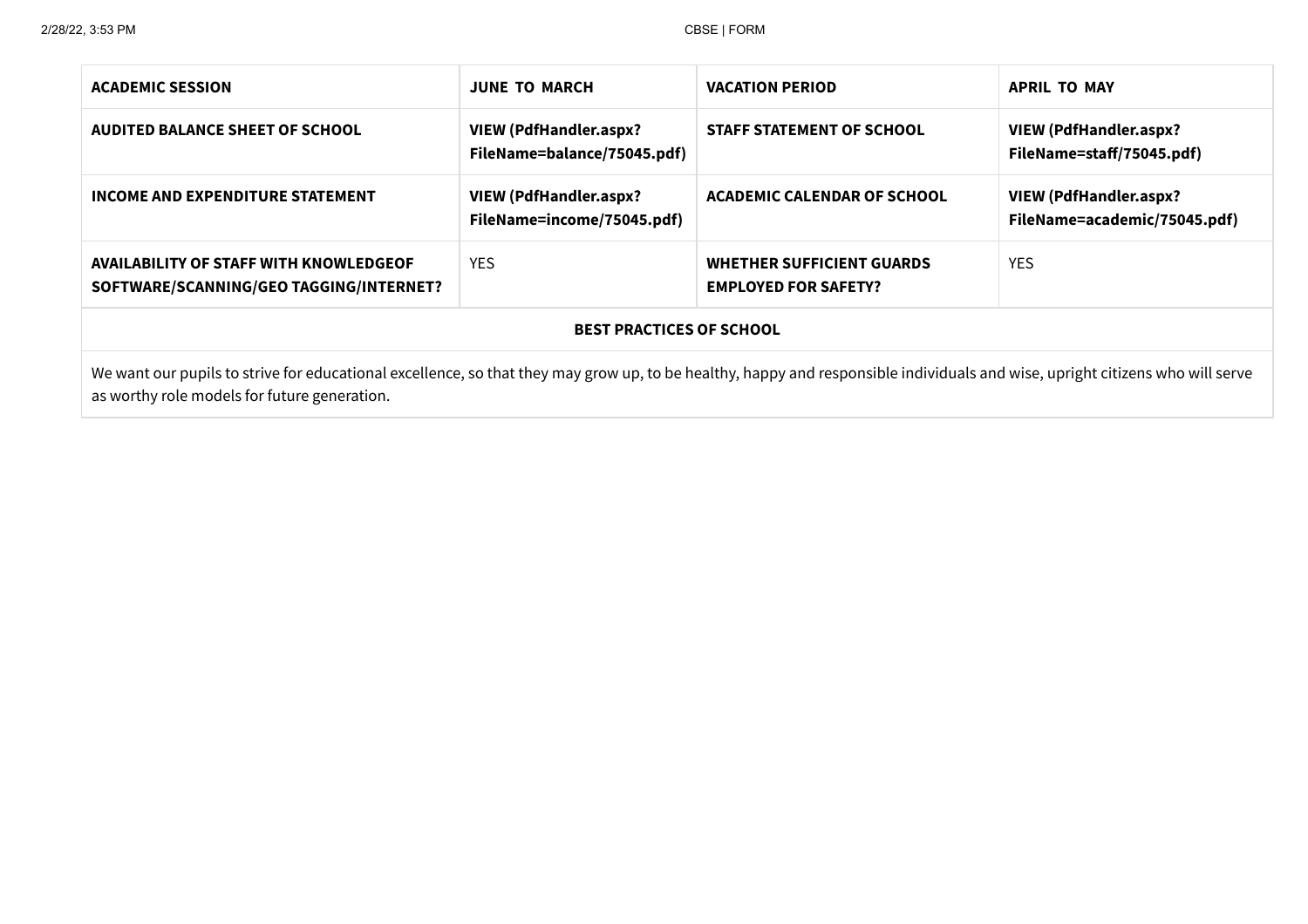| | | | |
|---|---|---|---|
| **ACADEMIC SESSION** | **JUNE TO MARCH** | **VACATION PERIOD** | **APRIL TO MAY** |
| **AUDITED BALANCE SHEET OF SCHOOL** | **VIEW (PdfHandler.aspx?FileName=balance/75045.pdf)** | **STAFF STATEMENT OF SCHOOL** | **VIEW (PdfHandler.aspx?FileName=staff/75045.pdf)** |
| **INCOME AND EXPENDITURE STATEMENT** | **VIEW (PdfHandler.aspx?FileName=income/75045.pdf)** | **ACADEMIC CALENDAR OF SCHOOL** | **VIEW (PdfHandler.aspx?FileName=academic/75045.pdf)** |
| **AVAILABILITY OF STAFF WITH KNOWLEDGEOF SOFTWARE/SCANNING/GEO TAGGING/INTERNET?** | YES | **WHETHER SUFFICIENT GUARDS EMPLOYED FOR SAFETY?** | YES |

| **BEST PRACTICES OF SCHOOL** |
|---|
| We want our pupils to strive for educational excellence, so that they may grow up, to be healthy, happy and responsible individuals and wise, upright citizens who will serve as worthy role models for future generation. |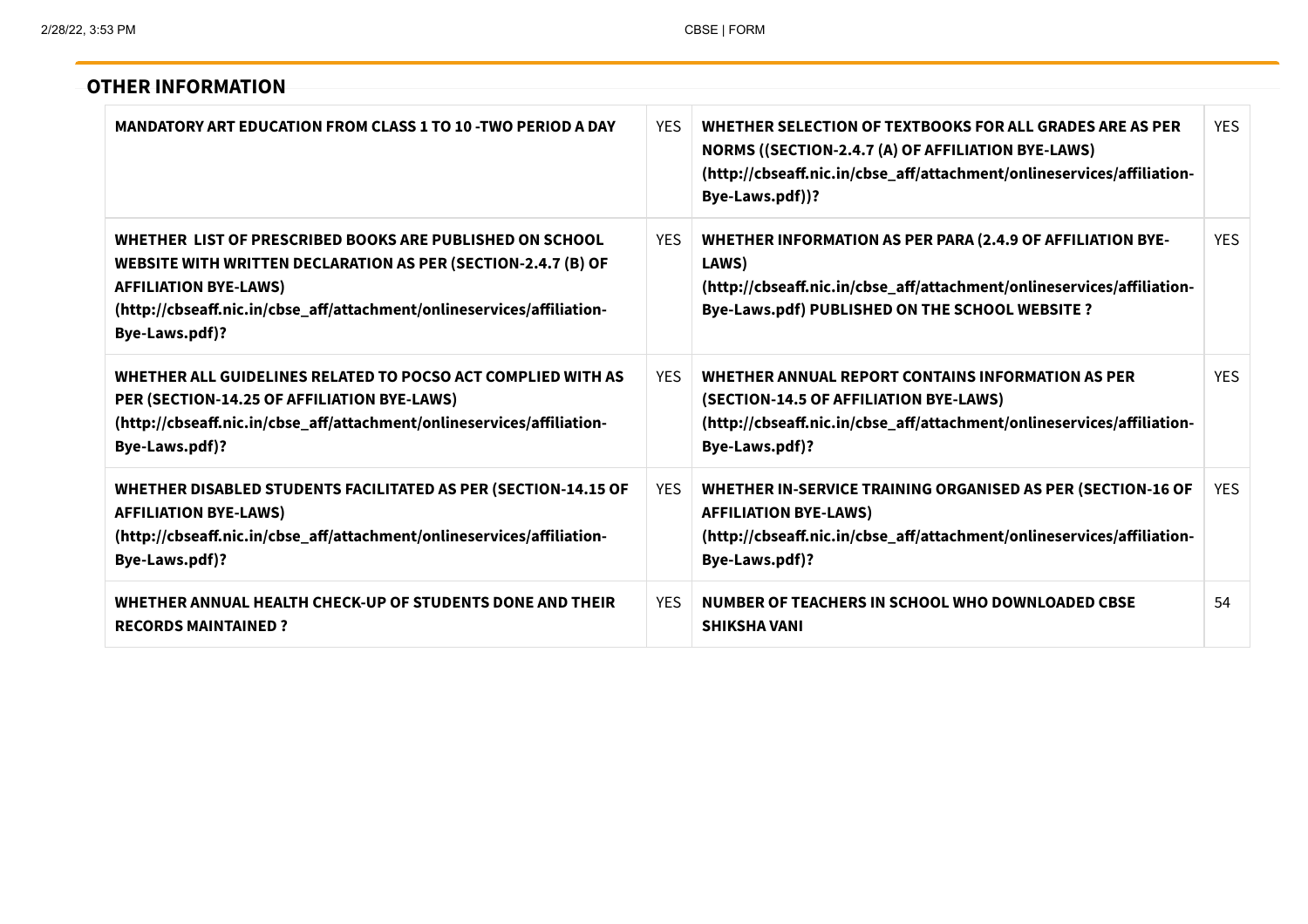## OTHER INFORMATION

| | | | |
|---|---|---|---|
| **MANDATORY ART EDUCATION FROM CLASS 1 TO 10 -TWO PERIOD A DAY** | YES | **WHETHER SELECTION OF TEXTBOOKS FOR ALL GRADES ARE AS PER NORMS ((SECTION-2.4.7 (A) OF AFFILIATION BYE-LAWS) (http://cbseaff.nic.in/cbse_aff/attachment/onlineservices/affiliation-Bye-Laws.pdf))?** | YES |
| **WHETHER LIST OF PRESCRIBED BOOKS ARE PUBLISHED ON SCHOOL WEBSITE WITH WRITTEN DECLARATION AS PER (SECTION-2.4.7 (B) OF AFFILIATION BYE-LAWS) (http://cbseaff.nic.in/cbse_aff/attachment/onlineservices/affiliation-Bye-Laws.pdf)?** | YES | **WHETHER INFORMATION AS PER PARA (2.4.9 OF AFFILIATION BYE-LAWS) (http://cbseaff.nic.in/cbse_aff/attachment/onlineservices/affiliation-Bye-Laws.pdf) PUBLISHED ON THE SCHOOL WEBSITE ?** | YES |
| **WHETHER ALL GUIDELINES RELATED TO POCSO ACT COMPLIED WITH AS PER (SECTION-14.25 OF AFFILIATION BYE-LAWS) (http://cbseaff.nic.in/cbse_aff/attachment/onlineservices/affiliation-Bye-Laws.pdf)?** | YES | **WHETHER ANNUAL REPORT CONTAINS INFORMATION AS PER (SECTION-14.5 OF AFFILIATION BYE-LAWS) (http://cbseaff.nic.in/cbse_aff/attachment/onlineservices/affiliation-Bye-Laws.pdf)?** | YES |
| **WHETHER DISABLED STUDENTS FACILITATED AS PER (SECTION-14.15 OF AFFILIATION BYE-LAWS) (http://cbseaff.nic.in/cbse_aff/attachment/onlineservices/affiliation-Bye-Laws.pdf)?** | YES | **WHETHER IN-SERVICE TRAINING ORGANISED AS PER (SECTION-16 OF AFFILIATION BYE-LAWS) (http://cbseaff.nic.in/cbse_aff/attachment/onlineservices/affiliation-Bye-Laws.pdf)?** | YES |
| **WHETHER ANNUAL HEALTH CHECK-UP OF STUDENTS DONE AND THEIR RECORDS MAINTAINED ?** | YES | **NUMBER OF TEACHERS IN SCHOOL WHO DOWNLOADED CBSE SHIKSHA VANI** | 54 |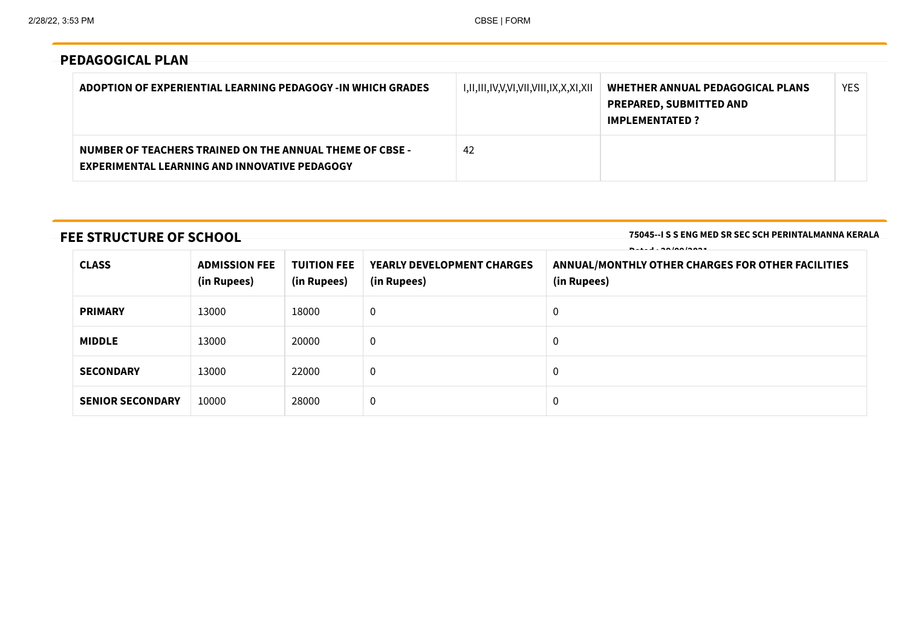## PEDAGOGICAL PLAN

| | | | |
|---|---|---|---|
| **ADOPTION OF EXPERIENTIAL LEARNING PEDAGOGY -IN WHICH GRADES** | I,II,III,IV,V,VI,VII,VIII,IX,X,XI,XII | **WHETHER ANNUAL PEDAGOGICAL PLANS PREPARED, SUBMITTED AND IMPLEMENTATED ?** | YES |
| **NUMBER OF TEACHERS TRAINED ON THE ANNUAL THEME OF CBSE - EXPERIMENTAL LEARNING AND INNOVATIVE PEDAGOGY** | 42 | | |

## FEE STRUCTURE OF SCHOOL

**75045--I S S ENG MED SR SEC SCH PERINTALMANNA KERALA**

**Dated : 20/09/2021**

| **CLASS** | **ADMISSION FEE (in Rupees)** | **TUITION FEE (in Rupees)** | **YEARLY DEVELOPMENT CHARGES (in Rupees)** | **ANNUAL/MONTHLY OTHER CHARGES FOR OTHER FACILITIES (in Rupees)** |
|---|---|---|---|---|
| **PRIMARY** | 13000 | 18000 | 0 | 0 |
| **MIDDLE** | 13000 | 20000 | 0 | 0 |
| **SECONDARY** | 13000 | 22000 | 0 | 0 |
| **SENIOR SECONDARY** | 10000 | 28000 | 0 | 0 |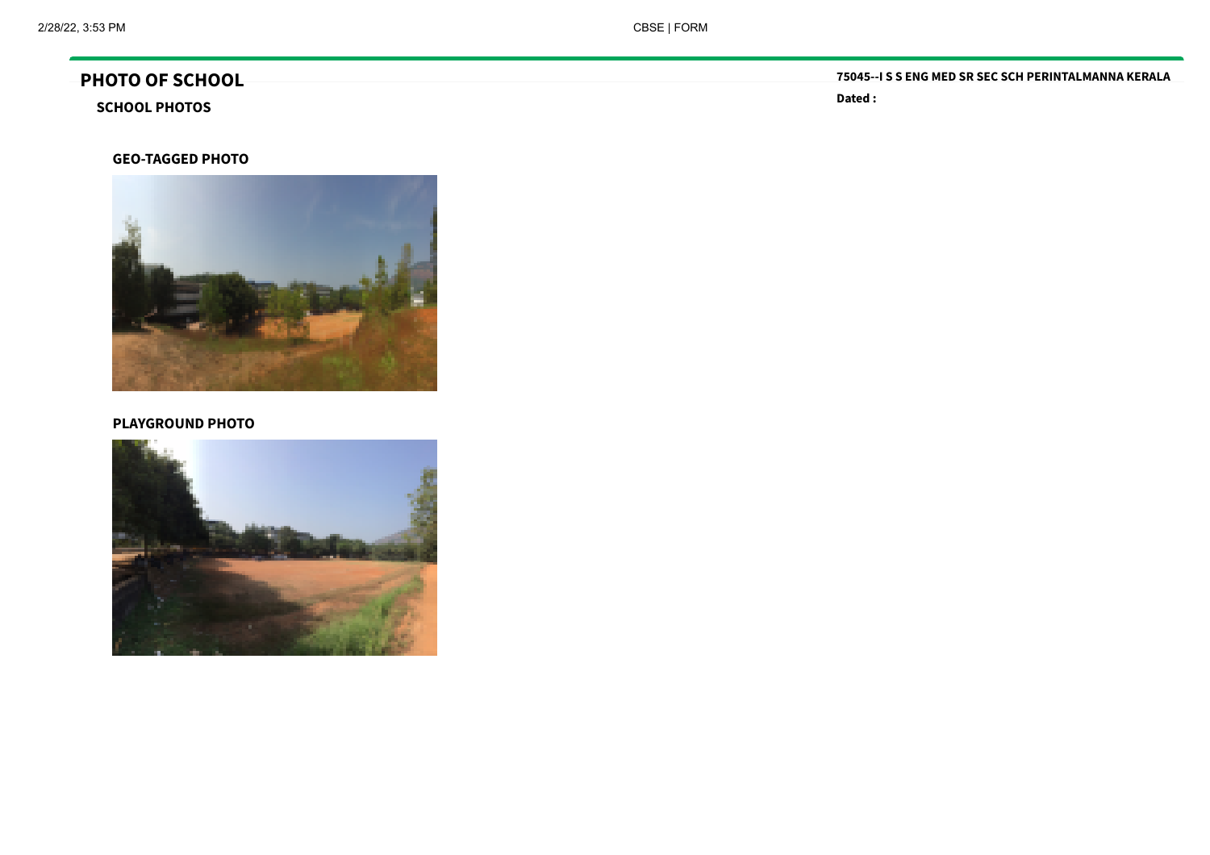## PHOTO OF SCHOOL

**75045--I S S ENG MED SR SEC SCH PERINTALMANNA KERALA**

**Dated :**

### SCHOOL PHOTOS

#### GEO-TAGGED PHOTO

#### PLAYGROUND PHOTO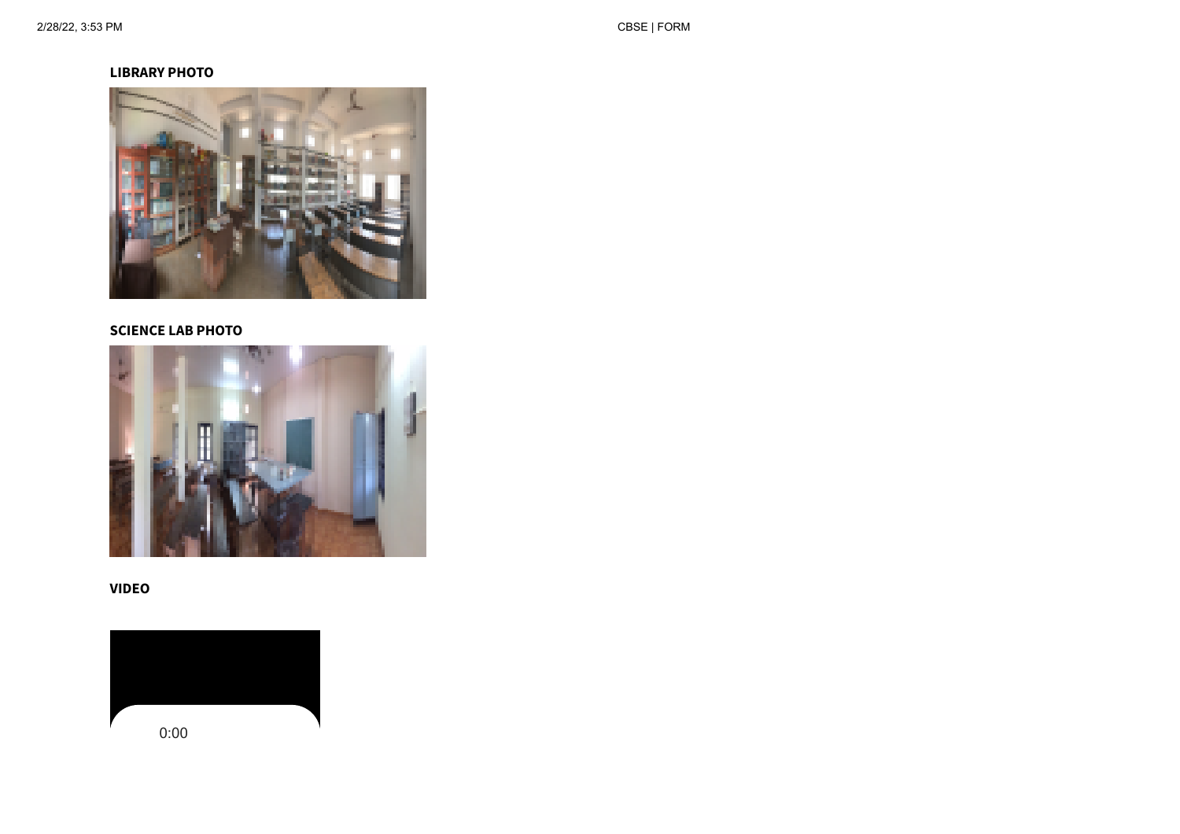**LIBRARY PHOTO**

**SCIENCE LAB PHOTO**

**VIDEO**

0:00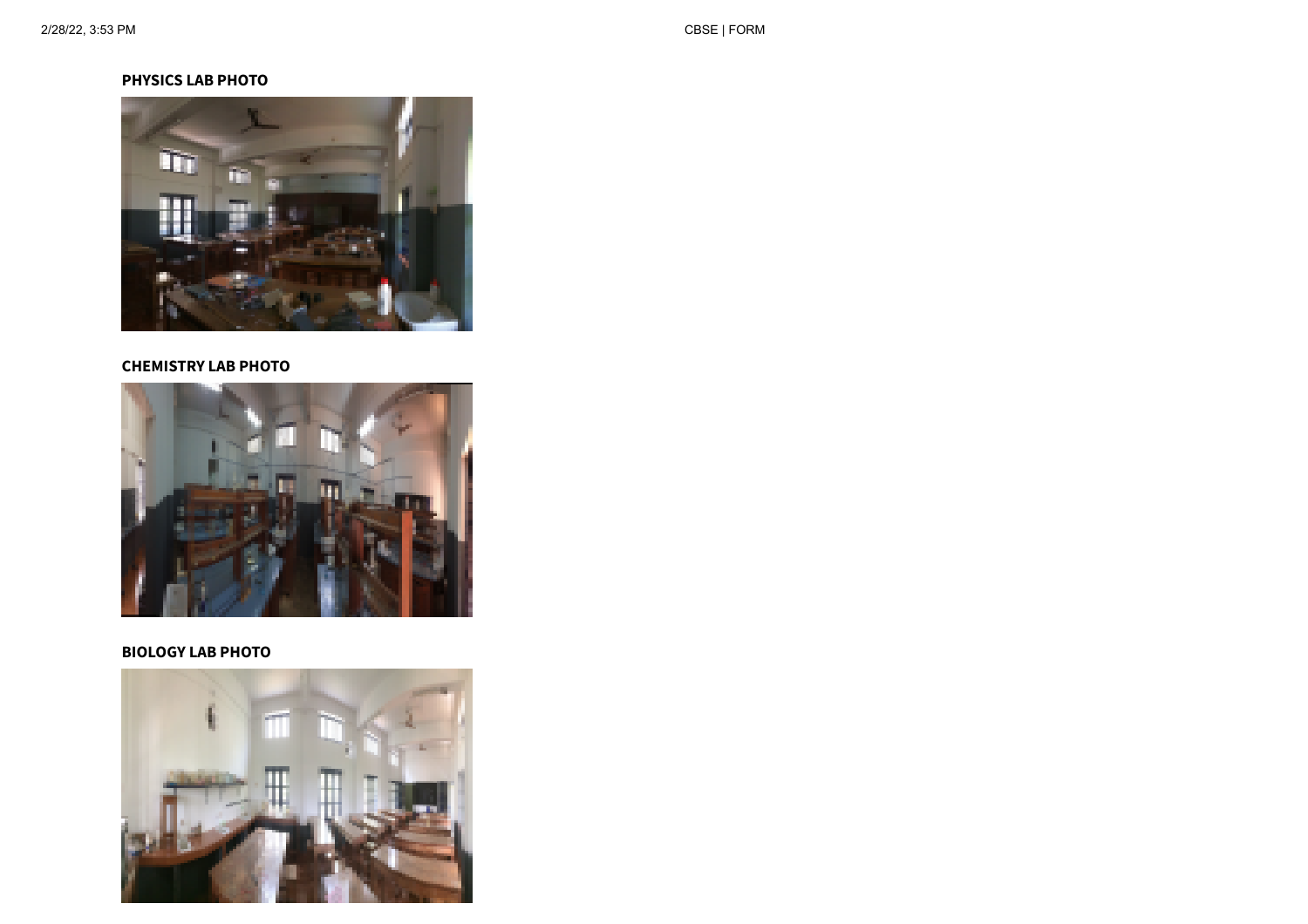**PHYSICS LAB PHOTO**

**CHEMISTRY LAB PHOTO**

**BIOLOGY LAB PHOTO**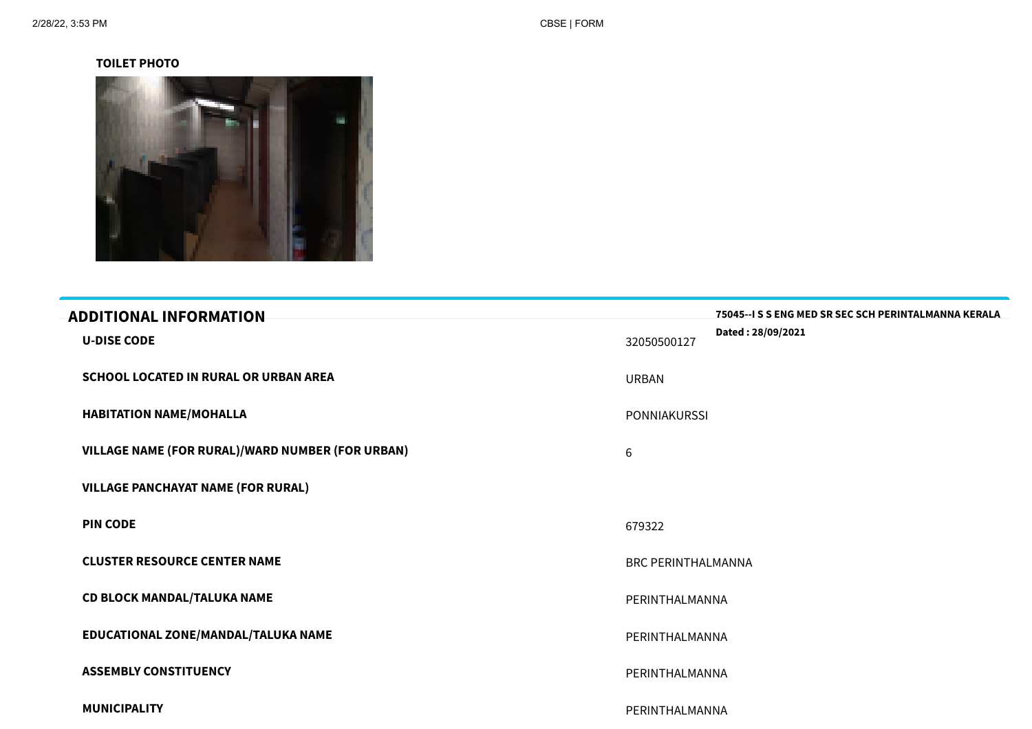**TOILET PHOTO**

## ADDITIONAL INFORMATION

**75045--I S S ENG MED SR SEC SCH PERINTALMANNA KERALA**
**Dated : 28/09/2021**

| | |
|---|---|
| **U-DISE CODE** | 32050500127 |
| **SCHOOL LOCATED IN RURAL OR URBAN AREA** | URBAN |
| **HABITATION NAME/MOHALLA** | PONNIAKURSSI |
| **VILLAGE NAME (FOR RURAL)/WARD NUMBER (FOR URBAN)** | 6 |
| **VILLAGE PANCHAYAT NAME (FOR RURAL)** | |
| **PIN CODE** | 679322 |
| **CLUSTER RESOURCE CENTER NAME** | BRC PERINTHALMANNA |
| **CD BLOCK MANDAL/TALUKA NAME** | PERINTHALMANNA |
| **EDUCATIONAL ZONE/MANDAL/TALUKA NAME** | PERINTHALMANNA |
| **ASSEMBLY CONSTITUENCY** | PERINTHALMANNA |
| **MUNICIPALITY** | PERINTHALMANNA |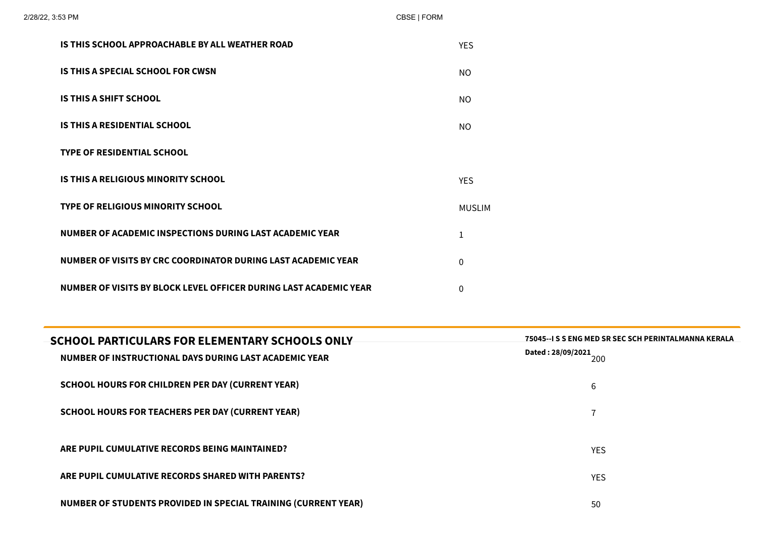| | |
|---|---|
| IS THIS SCHOOL APPROACHABLE BY ALL WEATHER ROAD | YES |
| IS THIS A SPECIAL SCHOOL FOR CWSN | NO |
| IS THIS A SHIFT SCHOOL | NO |
| IS THIS A RESIDENTIAL SCHOOL | NO |
| TYPE OF RESIDENTIAL SCHOOL | |
| IS THIS A RELIGIOUS MINORITY SCHOOL | YES |
| TYPE OF RELIGIOUS MINORITY SCHOOL | MUSLIM |
| NUMBER OF ACADEMIC INSPECTIONS DURING LAST ACADEMIC YEAR | 1 |
| NUMBER OF VISITS BY CRC COORDINATOR DURING LAST ACADEMIC YEAR | 0 |
| NUMBER OF VISITS BY BLOCK LEVEL OFFICER DURING LAST ACADEMIC YEAR | 0 |

## SCHOOL PARTICULARS FOR ELEMENTARY SCHOOLS ONLY

**75045--I S S ENG MED SR SEC SCH PERINTALMANNA KERALA**

**Dated : 28/09/2021**

| | |
|---|---|
| NUMBER OF INSTRUCTIONAL DAYS DURING LAST ACADEMIC YEAR | 200 |
| SCHOOL HOURS FOR CHILDREN PER DAY (CURRENT YEAR) | 6 |
| SCHOOL HOURS FOR TEACHERS PER DAY (CURRENT YEAR) | 7 |
| ARE PUPIL CUMULATIVE RECORDS BEING MAINTAINED? | YES |
| ARE PUPIL CUMULATIVE RECORDS SHARED WITH PARENTS? | YES |
| NUMBER OF STUDENTS PROVIDED IN SPECIAL TRAINING (CURRENT YEAR) | 50 |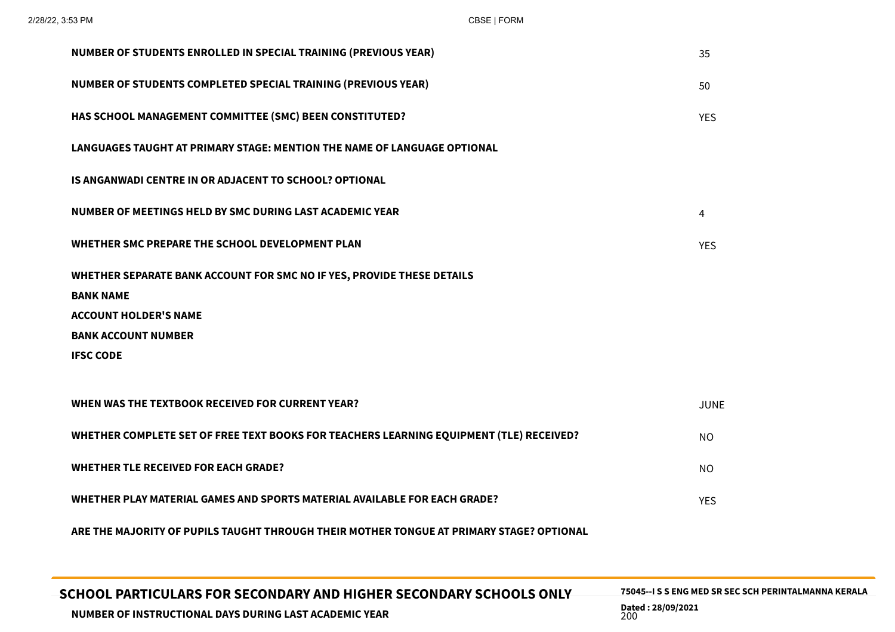| | |
|---|---|
| **NUMBER OF STUDENTS ENROLLED IN SPECIAL TRAINING (PREVIOUS YEAR)** | 35 |
| **NUMBER OF STUDENTS COMPLETED SPECIAL TRAINING (PREVIOUS YEAR)** | 50 |
| **HAS SCHOOL MANAGEMENT COMMITTEE (SMC) BEEN CONSTITUTED?** | YES |
| **LANGUAGES TAUGHT AT PRIMARY STAGE: MENTION THE NAME OF LANGUAGE OPTIONAL** | |
| **IS ANGANWADI CENTRE IN OR ADJACENT TO SCHOOL? OPTIONAL** | |
| **NUMBER OF MEETINGS HELD BY SMC DURING LAST ACADEMIC YEAR** | 4 |
| **WHETHER SMC PREPARE THE SCHOOL DEVELOPMENT PLAN** | YES |
| **WHETHER SEPARATE BANK ACCOUNT FOR SMC NO IF YES, PROVIDE THESE DETAILS** | |
| **BANK NAME** | |
| **ACCOUNT HOLDER'S NAME** | |
| **BANK ACCOUNT NUMBER** | |
| **IFSC CODE** | |
| **WHEN WAS THE TEXTBOOK RECEIVED FOR CURRENT YEAR?** | JUNE |
| **WHETHER COMPLETE SET OF FREE TEXT BOOKS FOR TEACHERS LEARNING EQUIPMENT (TLE) RECEIVED?** | NO |
| **WHETHER TLE RECEIVED FOR EACH GRADE?** | NO |
| **WHETHER PLAY MATERIAL GAMES AND SPORTS MATERIAL AVAILABLE FOR EACH GRADE?** | YES |
| **ARE THE MAJORITY OF PUPILS TAUGHT THROUGH THEIR MOTHER TONGUE AT PRIMARY STAGE? OPTIONAL** | |

## SCHOOL PARTICULARS FOR SECONDARY AND HIGHER SECONDARY SCHOOLS ONLY

**75045--I S S ENG MED SR SEC SCH PERINTALMANNA KERALA**

**Dated : 28/09/2021**

| | |
|---|---|
| **NUMBER OF INSTRUCTIONAL DAYS DURING LAST ACADEMIC YEAR** | 200 |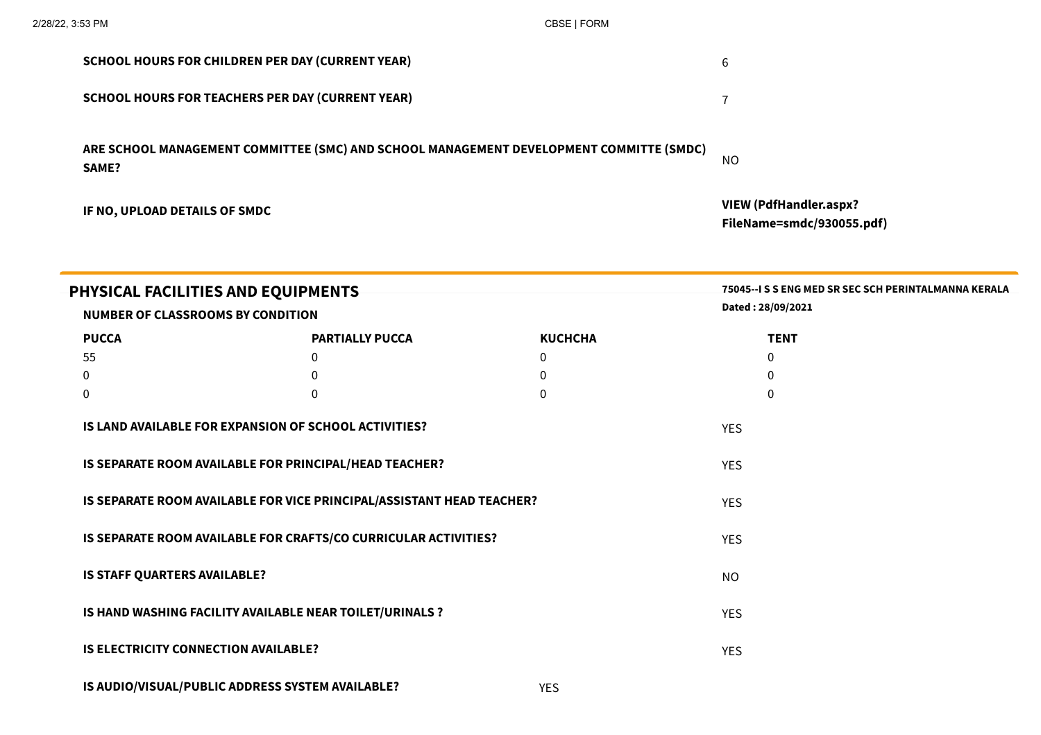| | |
|---|---|
| **SCHOOL HOURS FOR CHILDREN PER DAY (CURRENT YEAR)** | 6 |
| **SCHOOL HOURS FOR TEACHERS PER DAY (CURRENT YEAR)** | 7 |
| **ARE SCHOOL MANAGEMENT COMMITTEE (SMC) AND SCHOOL MANAGEMENT DEVELOPMENT COMMITTE (SMDC) SAME?** | NO |
| **IF NO, UPLOAD DETAILS OF SMDC** | **VIEW (PdfHandler.aspx?FileName=smdc/930055.pdf)** |

## PHYSICAL FACILITIES AND EQUIPMENTS

**75045--I S S ENG MED SR SEC SCH PERINTALMANNA KERALA**

**Dated : 28/09/2021**

**NUMBER OF CLASSROOMS BY CONDITION**

| PUCCA | PARTIALLY PUCCA | KUCHCHA | TENT |
|---|---|---|---|
| 55 | 0 | 0 | 0 |
| 0 | 0 | 0 | 0 |
| 0 | 0 | 0 | 0 |

| | |
|---|---|
| **IS LAND AVAILABLE FOR EXPANSION OF SCHOOL ACTIVITIES?** | YES |
| **IS SEPARATE ROOM AVAILABLE FOR PRINCIPAL/HEAD TEACHER?** | YES |
| **IS SEPARATE ROOM AVAILABLE FOR VICE PRINCIPAL/ASSISTANT HEAD TEACHER?** | YES |
| **IS SEPARATE ROOM AVAILABLE FOR CRAFTS/CO CURRICULAR ACTIVITIES?** | YES |
| **IS STAFF QUARTERS AVAILABLE?** | NO |
| **IS HAND WASHING FACILITY AVAILABLE NEAR TOILET/URINALS ?** | YES |
| **IS ELECTRICITY CONNECTION AVAILABLE?** | YES |
| **IS AUDIO/VISUAL/PUBLIC ADDRESS SYSTEM AVAILABLE?** | YES |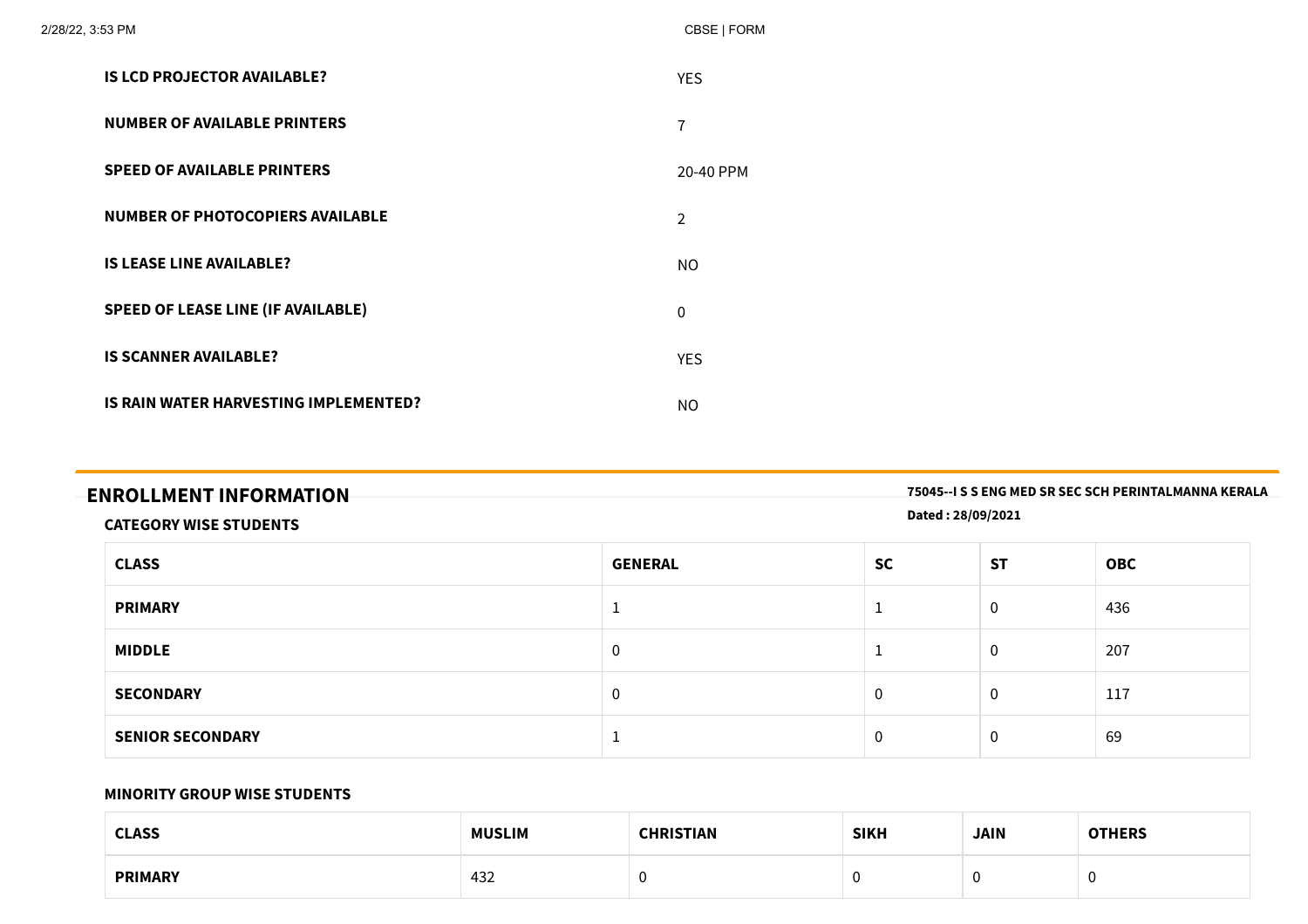| | |
|---|---|
| **IS LCD PROJECTOR AVAILABLE?** | YES |
| **NUMBER OF AVAILABLE PRINTERS** | 7 |
| **SPEED OF AVAILABLE PRINTERS** | 20-40 PPM |
| **NUMBER OF PHOTOCOPIERS AVAILABLE** | 2 |
| **IS LEASE LINE AVAILABLE?** | NO |
| **SPEED OF LEASE LINE (IF AVAILABLE)** | 0 |
| **IS SCANNER AVAILABLE?** | YES |
| **IS RAIN WATER HARVESTING IMPLEMENTED?** | NO |

## ENROLLMENT INFORMATION

**75045--I S S ENG MED SR SEC SCH PERINTALMANNA KERALA**

**Dated : 28/09/2021**

### CATEGORY WISE STUDENTS

| CLASS | GENERAL | SC | ST | OBC |
|---|---|---|---|---|
| **PRIMARY** | 1 | 1 | 0 | 436 |
| **MIDDLE** | 0 | 1 | 0 | 207 |
| **SECONDARY** | 0 | 0 | 0 | 117 |
| **SENIOR SECONDARY** | 1 | 0 | 0 | 69 |

### MINORITY GROUP WISE STUDENTS

| CLASS | MUSLIM | CHRISTIAN | SIKH | JAIN | OTHERS |
|---|---|---|---|---|---|
| **PRIMARY** | 432 | 0 | 0 | 0 | 0 |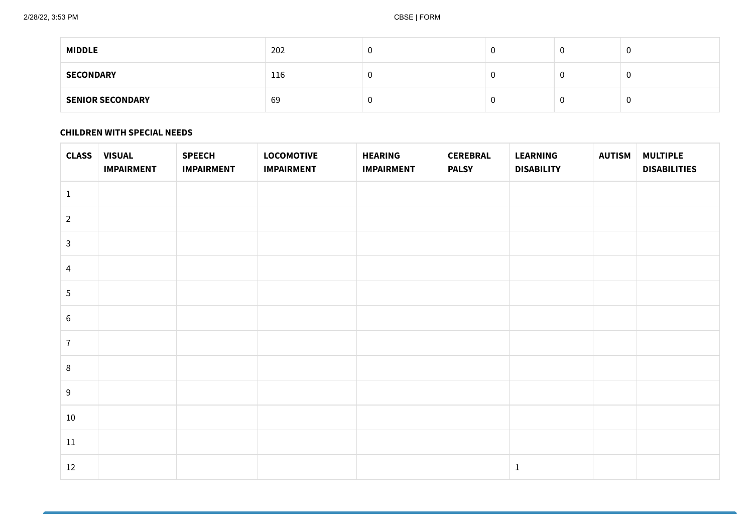| | | | | | |
|---|---|---|---|---|---|
| **MIDDLE** | 202 | 0 | 0 | 0 | 0 |
| **SECONDARY** | 116 | 0 | 0 | 0 | 0 |
| **SENIOR SECONDARY** | 69 | 0 | 0 | 0 | 0 |

**CHILDREN WITH SPECIAL NEEDS**

| CLASS | VISUAL IMPAIRMENT | SPEECH IMPAIRMENT | LOCOMOTIVE IMPAIRMENT | HEARING IMPAIRMENT | CEREBRAL PALSY | LEARNING DISABILITY | AUTISM | MULTIPLE DISABILITIES |
|---|---|---|---|---|---|---|---|---|
| 1 | | | | | | | | |
| 2 | | | | | | | | |
| 3 | | | | | | | | |
| 4 | | | | | | | | |
| 5 | | | | | | | | |
| 6 | | | | | | | | |
| 7 | | | | | | | | |
| 8 | | | | | | | | |
| 9 | | | | | | | | |
| 10 | | | | | | | | |
| 11 | | | | | | | | |
| 12 | | | | | | 1 | | |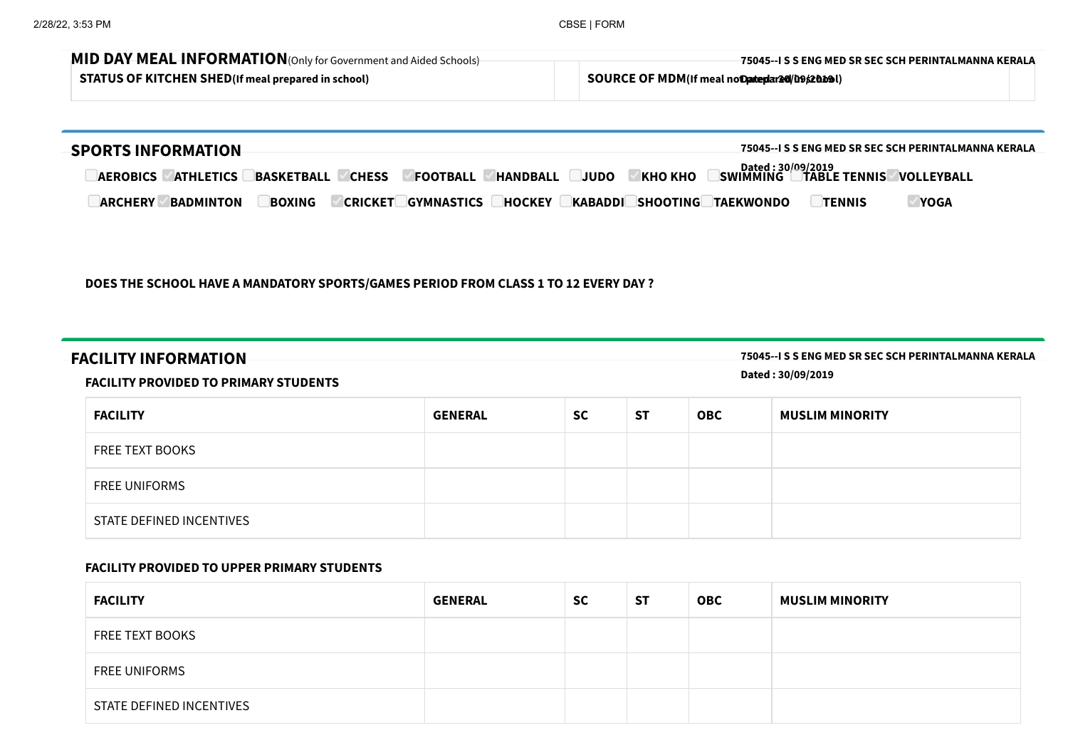## MID DAY MEAL INFORMATION (Only for Government and Aided Schools)

75045--I S S ENG MED SR SEC SCH PERINTALMANNA KERALA

Dated : 30/09/2019

| STATUS OF KITCHEN SHED (If meal prepared in school) | | SOURCE OF MDM (If meal not prepared in school) | |
|---|---|---|---|

## SPORTS INFORMATION

75045--I S S ENG MED SR SEC SCH PERINTALMANNA KERALA

Dated : 30/09/2019

- [ ] AEROBICS
- [x] ATHLETICS
- [ ] BASKETBALL
- [x] CHESS
- [x] FOOTBALL
- [x] HANDBALL
- [ ] JUDO
- [x] KHO KHO
- [ ] SWIMMING
- [ ] TABLE TENNIS
- [x] VOLLEYBALL
- [ ] ARCHERY
- [x] BADMINTON
- [ ] BOXING
- [x] CRICKET
- [ ] GYMNASTICS
- [ ] HOCKEY
- [ ] KABADDI
- [ ] SHOOTING
- [ ] TAEKWONDO
- [ ] TENNIS
- [x] YOGA

**DOES THE SCHOOL HAVE A MANDATORY SPORTS/GAMES PERIOD FROM CLASS 1 TO 12 EVERY DAY ?**

## FACILITY INFORMATION

75045--I S S ENG MED SR SEC SCH PERINTALMANNA KERALA

Dated : 30/09/2019

### FACILITY PROVIDED TO PRIMARY STUDENTS

| FACILITY | GENERAL | SC | ST | OBC | MUSLIM MINORITY |
|---|---|---|---|---|---|
| FREE TEXT BOOKS | | | | | |
| FREE UNIFORMS | | | | | |
| STATE DEFINED INCENTIVES | | | | | |

### FACILITY PROVIDED TO UPPER PRIMARY STUDENTS

| FACILITY | GENERAL | SC | ST | OBC | MUSLIM MINORITY |
|---|---|---|---|---|---|
| FREE TEXT BOOKS | | | | | |
| FREE UNIFORMS | | | | | |
| STATE DEFINED INCENTIVES | | | | | |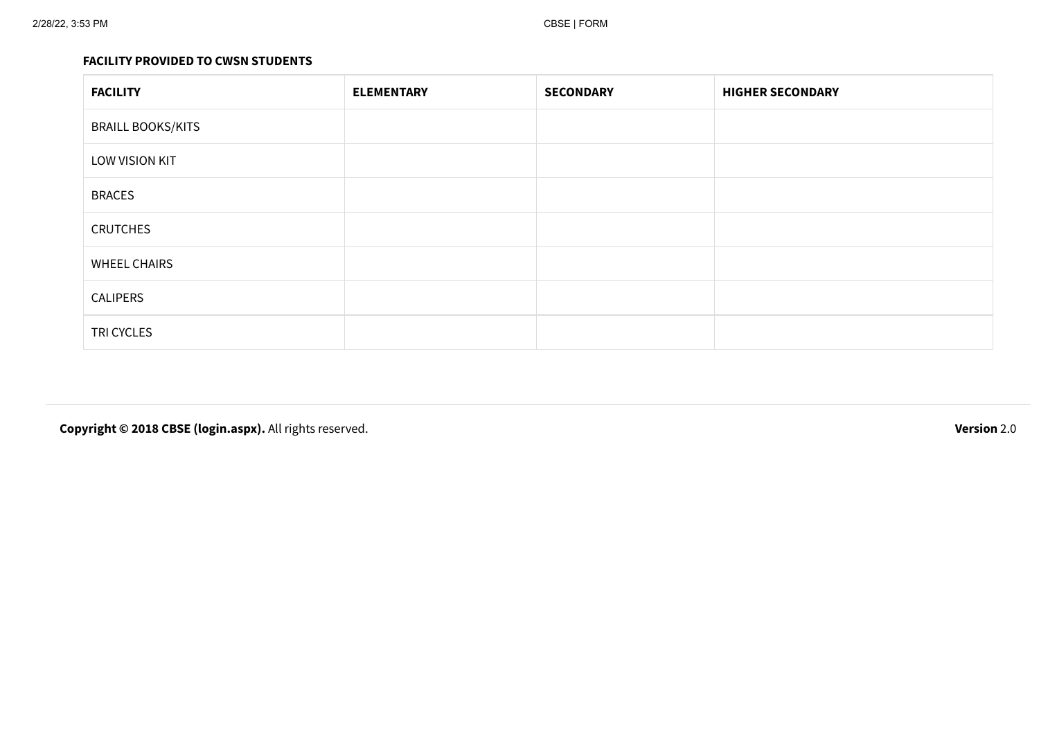**FACILITY PROVIDED TO CWSN STUDENTS**

| FACILITY | ELEMENTARY | SECONDARY | HIGHER SECONDARY |
|---|---|---|---|
| BRAILL BOOKS/KITS | | | |
| LOW VISION KIT | | | |
| BRACES | | | |
| CRUTCHES | | | |
| WHEEL CHAIRS | | | |
| CALIPERS | | | |
| TRI CYCLES | | | |

**Copyright © 2018 CBSE (login.aspx).** All rights reserved. **Version** 2.0